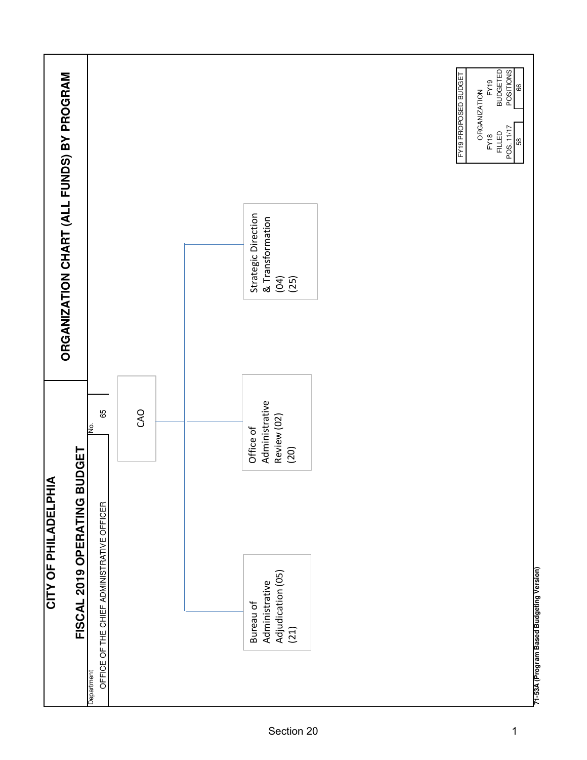# CITY OF PHILADELPHIA

## FISCAL 2019 OPERATING BUDGET

## ORGANIZATION CHART (ALL FUNDS) BY PROGRAM

| Department | No. |
|---|---|
| OFFICE OF THE CHIEF ADMINISTRATIVE OFFICER | 65 |

CAO

- Bureau of Administrative Adjudication (05) (21)
- Office of Administrative Review (02) (20)
- Strategic Direction & Transformation (04) (25)

| FY19 PROPOSED BUDGET | |
|---|---|
| ORGANIZATION | |
| FY18 FILLED POS. 11/17 | FY19 BUDGETED POSITIONS |
| 58 | 66 |

71-53A (Program Based Budgeting Version)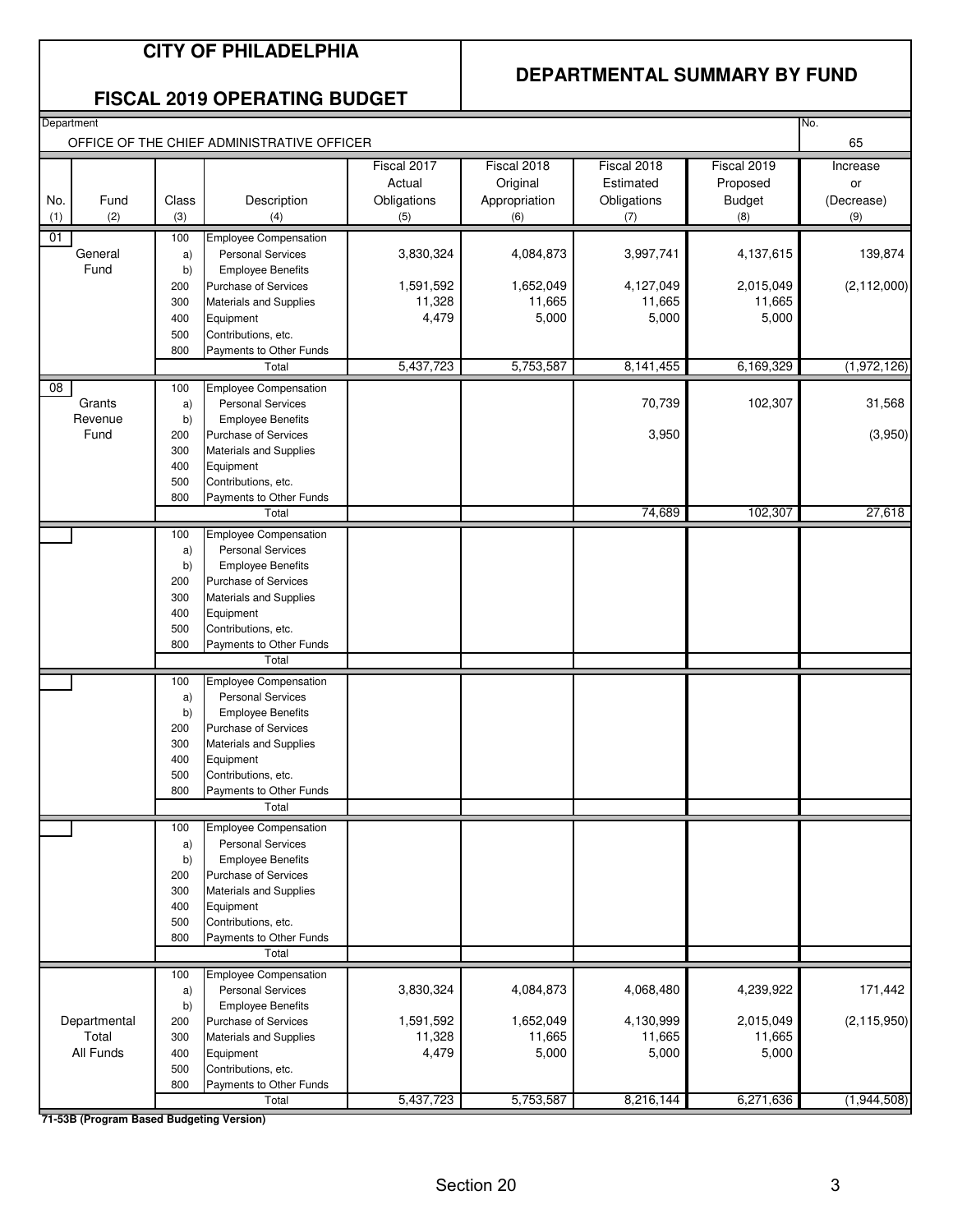# CITY OF PHILADELPHIA

## FISCAL 2019 OPERATING BUDGET

## DEPARTMENTAL SUMMARY BY FUND

Department: OFFICE OF THE CHIEF ADMINISTRATIVE OFFICER

No. 65

| No. (1) | Fund (2) | Class (3) | Description (4) | Fiscal 2017 Actual Obligations (5) | Fiscal 2018 Original Appropriation (6) | Fiscal 2018 Estimated Obligations (7) | Fiscal 2019 Proposed Budget (8) | Increase or (Decrease) (9) |
|---|---|---|---|---|---|---|---|---|
| 01 | General Fund | 100 | Employee Compensation | | | | | |
| | | a) | Personal Services | 3,830,324 | 4,084,873 | 3,997,741 | 4,137,615 | 139,874 |
| | | b) | Employee Benefits | | | | | |
| | | 200 | Purchase of Services | 1,591,592 | 1,652,049 | 4,127,049 | 2,015,049 | (2,112,000) |
| | | 300 | Materials and Supplies | 11,328 | 11,665 | 11,665 | 11,665 | |
| | | 400 | Equipment | 4,479 | 5,000 | 5,000 | 5,000 | |
| | | 500 | Contributions, etc. | | | | | |
| | | 800 | Payments to Other Funds | | | | | |
| | | | Total | 5,437,723 | 5,753,587 | 8,141,455 | 6,169,329 | (1,972,126) |
| 08 | Grants Revenue Fund | 100 | Employee Compensation | | | | | |
| | | a) | Personal Services | | | 70,739 | 102,307 | 31,568 |
| | | b) | Employee Benefits | | | | | |
| | | 200 | Purchase of Services | | | 3,950 | | (3,950) |
| | | 300 | Materials and Supplies | | | | | |
| | | 400 | Equipment | | | | | |
| | | 500 | Contributions, etc. | | | | | |
| | | 800 | Payments to Other Funds | | | | | |
| | | | Total | | | 74,689 | 102,307 | 27,618 |
| | Departmental Total All Funds | 100 | Employee Compensation | | | | | |
| | | a) | Personal Services | 3,830,324 | 4,084,873 | 4,068,480 | 4,239,922 | 171,442 |
| | | b) | Employee Benefits | | | | | |
| | | 200 | Purchase of Services | 1,591,592 | 1,652,049 | 4,130,999 | 2,015,049 | (2,115,950) |
| | | 300 | Materials and Supplies | 11,328 | 11,665 | 11,665 | 11,665 | |
| | | 400 | Equipment | 4,479 | 5,000 | 5,000 | 5,000 | |
| | | 500 | Contributions, etc. | | | | | |
| | | 800 | Payments to Other Funds | | | | | |
| | | | Total | 5,437,723 | 5,753,587 | 8,216,144 | 6,271,636 | (1,944,508) |

**71-53B (Program Based Budgeting Version)**

Section 20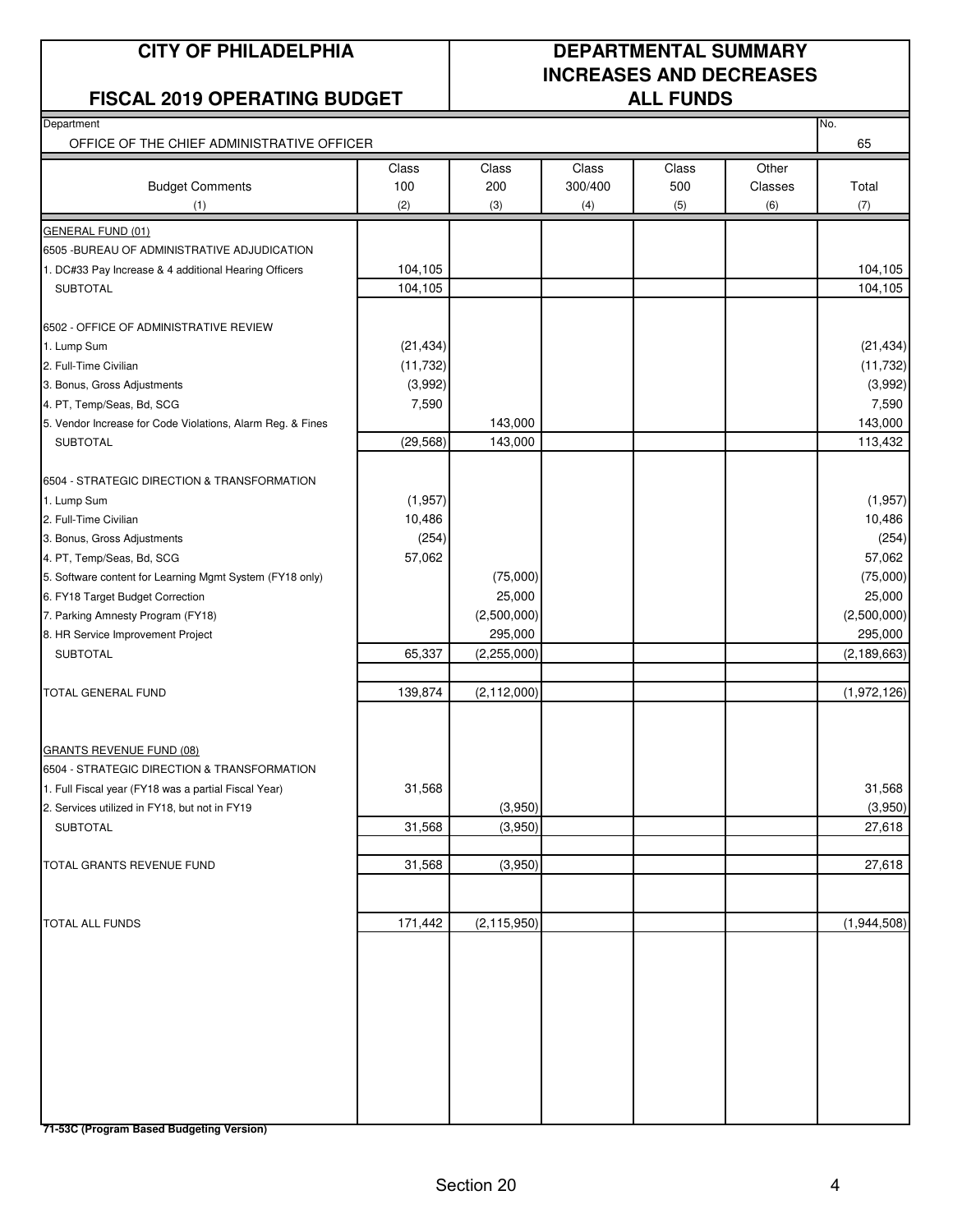**CITY OF PHILADELPHIA**

**FISCAL 2019 OPERATING BUDGET**

**DEPARTMENTAL SUMMARY INCREASES AND DECREASES ALL FUNDS**

Department: OFFICE OF THE CHIEF ADMINISTRATIVE OFFICER — No. 65

| Budget Comments (1) | Class 100 (2) | Class 200 (3) | Class 300/400 (4) | Class 500 (5) | Other Classes (6) | Total (7) |
|---|---|---|---|---|---|---|
| GENERAL FUND (01) | | | | | | |
| 6505 -BUREAU OF ADMINISTRATIVE ADJUDICATION | | | | | | |
| 1. DC#33 Pay Increase & 4 additional Hearing Officers | 104,105 | | | | | 104,105 |
| SUBTOTAL | 104,105 | | | | | 104,105 |
| | | | | | | |
| 6502 - OFFICE OF ADMINISTRATIVE REVIEW | | | | | | |
| 1. Lump Sum | (21,434) | | | | | (21,434) |
| 2. Full-Time Civilian | (11,732) | | | | | (11,732) |
| 3. Bonus, Gross Adjustments | (3,992) | | | | | (3,992) |
| 4. PT, Temp/Seas, Bd, SCG | 7,590 | | | | | 7,590 |
| 5. Vendor Increase for Code Violations, Alarm Reg. & Fines | | 143,000 | | | | 143,000 |
| SUBTOTAL | (29,568) | 143,000 | | | | 113,432 |
| | | | | | | |
| 6504 - STRATEGIC DIRECTION & TRANSFORMATION | | | | | | |
| 1. Lump Sum | (1,957) | | | | | (1,957) |
| 2. Full-Time Civilian | 10,486 | | | | | 10,486 |
| 3. Bonus, Gross Adjustments | (254) | | | | | (254) |
| 4. PT, Temp/Seas, Bd, SCG | 57,062 | | | | | 57,062 |
| 5. Software content for Learning Mgmt System (FY18 only) | | (75,000) | | | | (75,000) |
| 6. FY18 Target Budget Correction | | 25,000 | | | | 25,000 |
| 7. Parking Amnesty Program (FY18) | | (2,500,000) | | | | (2,500,000) |
| 8. HR Service Improvement Project | | 295,000 | | | | 295,000 |
| SUBTOTAL | 65,337 | (2,255,000) | | | | (2,189,663) |
| | | | | | | |
| TOTAL GENERAL FUND | 139,874 | (2,112,000) | | | | (1,972,126) |
| | | | | | | |
| GRANTS REVENUE FUND (08) | | | | | | |
| 6504 - STRATEGIC DIRECTION & TRANSFORMATION | | | | | | |
| 1. Full Fiscal year (FY18 was a partial Fiscal Year) | 31,568 | | | | | 31,568 |
| 2. Services utilized in FY18, but not in FY19 | | (3,950) | | | | (3,950) |
| SUBTOTAL | 31,568 | (3,950) | | | | 27,618 |
| | | | | | | |
| TOTAL GRANTS REVENUE FUND | 31,568 | (3,950) | | | | 27,618 |
| | | | | | | |
| TOTAL ALL FUNDS | 171,442 | (2,115,950) | | | | (1,944,508) |

**71-53C (Program Based Budgeting Version)**

Section 20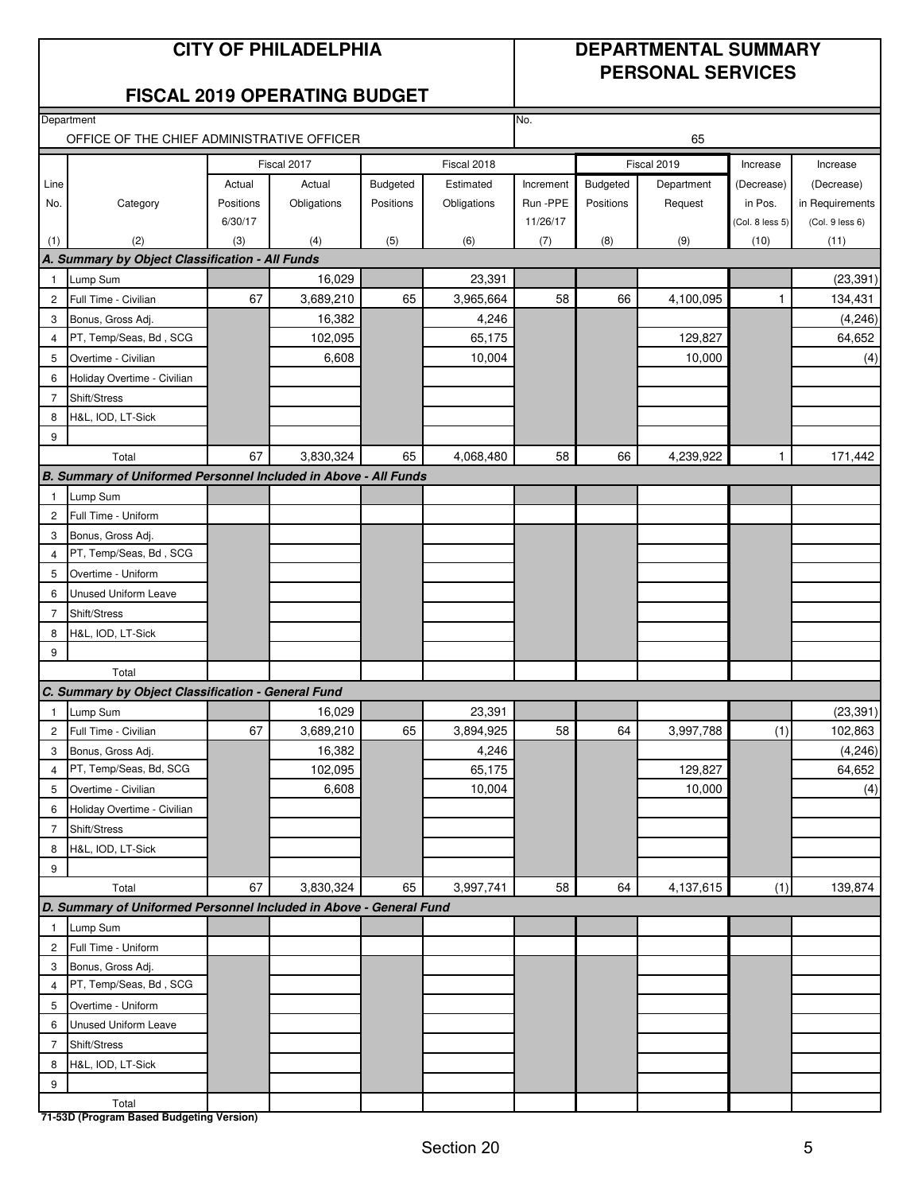# CITY OF PHILADELPHIA

## FISCAL 2019 OPERATING BUDGET

## DEPARTMENTAL SUMMARY PERSONAL SERVICES

Department: OFFICE OF THE CHIEF ADMINISTRATIVE OFFICER

No.: 65

| Line No. | Category | Fiscal 2017 Actual Positions 6/30/17 | Fiscal 2017 Actual Obligations | Fiscal 2018 Budgeted Positions | Fiscal 2018 Estimated Obligations | Increment Run -PPE 11/26/17 | Fiscal 2019 Budgeted Positions | Fiscal 2019 Department Request | Increase (Decrease) in Pos. (Col. 8 less 5) | Increase (Decrease) in Requirements (Col. 9 less 6) |
|---|---|---|---|---|---|---|---|---|---|---|
| (1) | (2) | (3) | (4) | (5) | (6) | (7) | (8) | (9) | (10) | (11) |
| ***A. Summary by Object Classification - All Funds*** | | | | | | | | | | |
| 1 | Lump Sum | | 16,029 | | 23,391 | | | | | (23,391) |
| 2 | Full Time - Civilian | 67 | 3,689,210 | 65 | 3,965,664 | 58 | 66 | 4,100,095 | 1 | 134,431 |
| 3 | Bonus, Gross Adj. | | 16,382 | | 4,246 | | | | | (4,246) |
| 4 | PT, Temp/Seas, Bd , SCG | | 102,095 | | 65,175 | | | 129,827 | | 64,652 |
| 5 | Overtime - Civilian | | 6,608 | | 10,004 | | | 10,000 | | (4) |
| 6 | Holiday Overtime - Civilian | | | | | | | | | |
| 7 | Shift/Stress | | | | | | | | | |
| 8 | H&L, IOD, LT-Sick | | | | | | | | | |
| 9 | | | | | | | | | | |
| | Total | 67 | 3,830,324 | 65 | 4,068,480 | 58 | 66 | 4,239,922 | 1 | 171,442 |
| ***B. Summary of Uniformed Personnel Included in Above - All Funds*** | | | | | | | | | | |
| 1 | Lump Sum | | | | | | | | | |
| 2 | Full Time - Uniform | | | | | | | | | |
| 3 | Bonus, Gross Adj. | | | | | | | | | |
| 4 | PT, Temp/Seas, Bd , SCG | | | | | | | | | |
| 5 | Overtime - Uniform | | | | | | | | | |
| 6 | Unused Uniform Leave | | | | | | | | | |
| 7 | Shift/Stress | | | | | | | | | |
| 8 | H&L, IOD, LT-Sick | | | | | | | | | |
| 9 | | | | | | | | | | |
| | Total | | | | | | | | | |
| ***C. Summary by Object Classification - General Fund*** | | | | | | | | | | |
| 1 | Lump Sum | | 16,029 | | 23,391 | | | | | (23,391) |
| 2 | Full Time - Civilian | 67 | 3,689,210 | 65 | 3,894,925 | 58 | 64 | 3,997,788 | (1) | 102,863 |
| 3 | Bonus, Gross Adj. | | 16,382 | | 4,246 | | | | | (4,246) |
| 4 | PT, Temp/Seas, Bd, SCG | | 102,095 | | 65,175 | | | 129,827 | | 64,652 |
| 5 | Overtime - Civilian | | 6,608 | | 10,004 | | | 10,000 | | (4) |
| 6 | Holiday Overtime - Civilian | | | | | | | | | |
| 7 | Shift/Stress | | | | | | | | | |
| 8 | H&L, IOD, LT-Sick | | | | | | | | | |
| 9 | | | | | | | | | | |
| | Total | 67 | 3,830,324 | 65 | 3,997,741 | 58 | 64 | 4,137,615 | (1) | 139,874 |
| ***D. Summary of Uniformed Personnel Included in Above - General Fund*** | | | | | | | | | | |
| 1 | Lump Sum | | | | | | | | | |
| 2 | Full Time - Uniform | | | | | | | | | |
| 3 | Bonus, Gross Adj. | | | | | | | | | |
| 4 | PT, Temp/Seas, Bd , SCG | | | | | | | | | |
| 5 | Overtime - Uniform | | | | | | | | | |
| 6 | Unused Uniform Leave | | | | | | | | | |
| 7 | Shift/Stress | | | | | | | | | |
| 8 | H&L, IOD, LT-Sick | | | | | | | | | |
| 9 | | | | | | | | | | |
| | Total | | | | | | | | | |

**71-53D (Program Based Budgeting Version)**

Section 20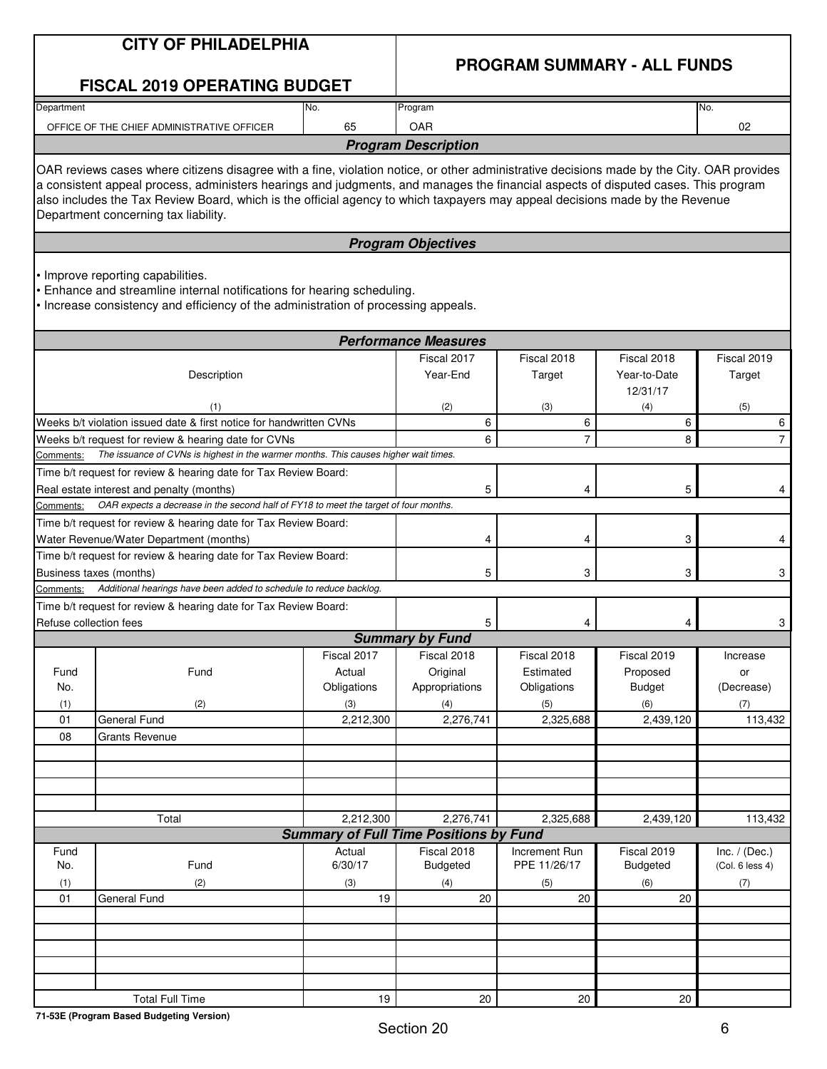# CITY OF PHILADELPHIA

## FISCAL 2019 OPERATING BUDGET

## PROGRAM SUMMARY - ALL FUNDS

| Department | No. | Program | No. |
|---|---|---|---|
| OFFICE OF THE CHIEF ADMINISTRATIVE OFFICER | 65 | OAR | 02 |

### Program Description

OAR reviews cases where citizens disagree with a fine, violation notice, or other administrative decisions made by the City. OAR provides a consistent appeal process, administers hearings and judgments, and manages the financial aspects of disputed cases. This program also includes the Tax Review Board, which is the official agency to which taxpayers may appeal decisions made by the Revenue Department concerning tax liability.

### Program Objectives

- Improve reporting capabilities.
- Enhance and streamline internal notifications for hearing scheduling.
- Increase consistency and efficiency of the administration of processing appeals.

### Performance Measures

| Description (1) | Fiscal 2017 Year-End (2) | Fiscal 2018 Target (3) | Fiscal 2018 Year-to-Date 12/31/17 (4) | Fiscal 2019 Target (5) |
|---|---|---|---|---|
| Weeks b/t violation issued date & first notice for handwritten CVNs | 6 | 6 | 6 | 6 |
| Weeks b/t request for review & hearing date for CVNs | 6 | 7 | 8 | 7 |
| Comments: *The issuance of CVNs is highest in the warmer months. This causes higher wait times.* | | | | |
| Time b/t request for review & hearing date for Tax Review Board: Real estate interest and penalty (months) | 5 | 4 | 5 | 4 |
| Comments: *OAR expects a decrease in the second half of FY18 to meet the target of four months.* | | | | |
| Time b/t request for review & hearing date for Tax Review Board: Water Revenue/Water Department (months) | 4 | 4 | 3 | 4 |
| Time b/t request for review & hearing date for Tax Review Board: Business taxes (months) | 5 | 3 | 3 | 3 |
| Comments: *Additional hearings have been added to schedule to reduce backlog.* | | | | |
| Time b/t request for review & hearing date for Tax Review Board: Refuse collection fees | 5 | 4 | 4 | 3 |

### Summary by Fund

| Fund No. (1) | Fund (2) | Fiscal 2017 Actual Obligations (3) | Fiscal 2018 Original Appropriations (4) | Fiscal 2018 Estimated Obligations (5) | Fiscal 2019 Proposed Budget (6) | Increase or (Decrease) (7) |
|---|---|---|---|---|---|---|
| 01 | General Fund | 2,212,300 | 2,276,741 | 2,325,688 | 2,439,120 | 113,432 |
| 08 | Grants Revenue | | | | | |
| | Total | 2,212,300 | 2,276,741 | 2,325,688 | 2,439,120 | 113,432 |

### Summary of Full Time Positions by Fund

| Fund No. (1) | Fund (2) | Actual 6/30/17 (3) | Fiscal 2018 Budgeted (4) | Increment Run PPE 11/26/17 (5) | Fiscal 2019 Budgeted (6) | Inc. / (Dec.) (Col. 6 less 4) (7) |
|---|---|---|---|---|---|---|
| 01 | General Fund | 19 | 20 | 20 | 20 | |
| | Total Full Time | 19 | 20 | 20 | 20 | |

71-53E (Program Based Budgeting Version)

Section 20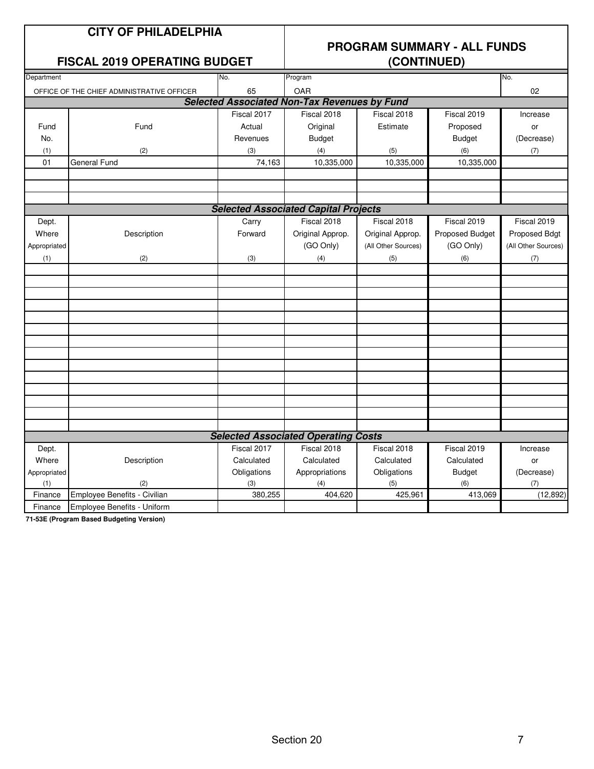# CITY OF PHILADELPHIA

## FISCAL 2019 OPERATING BUDGET

## PROGRAM SUMMARY - ALL FUNDS (CONTINUED)

| Department | No. | Program | No. |
|---|---|---|---|
| OFFICE OF THE CHIEF ADMINISTRATIVE OFFICER | 65 | OAR | 02 |

### Selected Associated Non-Tax Revenues by Fund

| Fund No. (1) | Fund (2) | Fiscal 2017 Actual Revenues (3) | Fiscal 2018 Original Budget (4) | Fiscal 2018 Estimate (5) | Fiscal 2019 Proposed Budget (6) | Increase or (Decrease) (7) |
|---|---|---|---|---|---|---|
| 01 | General Fund | 74,163 | 10,335,000 | 10,335,000 | 10,335,000 | |
| | | | | | | |
| | | | | | | |
| | | | | | | |

### Selected Associated Capital Projects

| Dept. Where Appropriated (1) | Description (2) | Carry Forward (3) | Fiscal 2018 Original Approp. (GO Only) (4) | Fiscal 2018 Original Approp. (All Other Sources) (5) | Fiscal 2019 Proposed Budget (GO Only) (6) | Fiscal 2019 Proposed Bdgt (All Other Sources) (7) |
|---|---|---|---|---|---|---|
| | | | | | | |

### Selected Associated Operating Costs

| Dept. Where Appropriated (1) | Description (2) | Fiscal 2017 Calculated Obligations (3) | Fiscal 2018 Calculated Appropriations (4) | Fiscal 2018 Calculated Obligations (5) | Fiscal 2019 Calculated Budget (6) | Increase or (Decrease) (7) |
|---|---|---|---|---|---|---|
| Finance | Employee Benefits - Civilian | 380,255 | 404,620 | 425,961 | 413,069 | (12,892) |
| Finance | Employee Benefits - Uniform | | | | | |

**71-53E (Program Based Budgeting Version)**

Section 20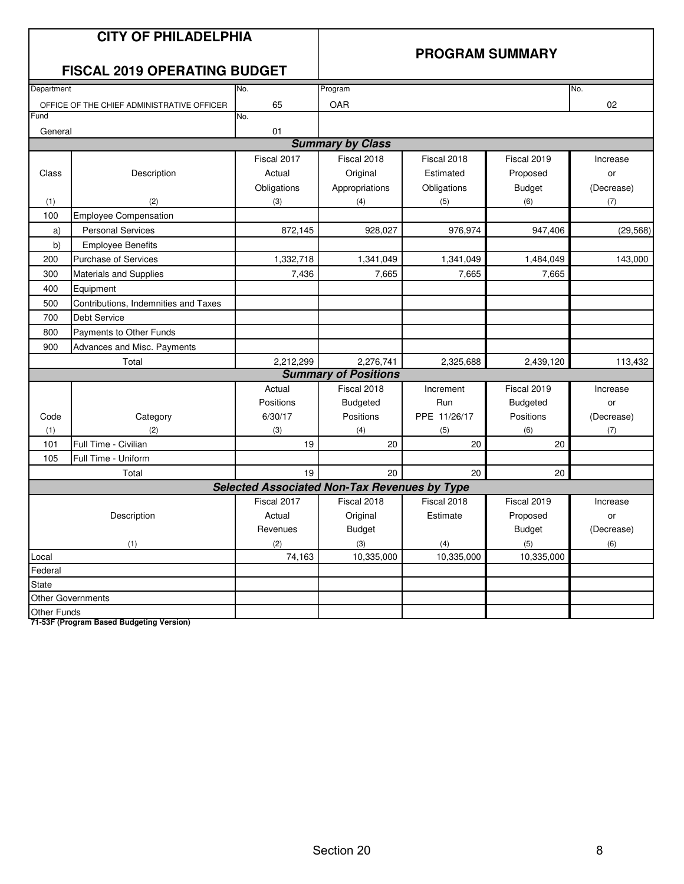# CITY OF PHILADELPHIA

## FISCAL 2019 OPERATING BUDGET

## PROGRAM SUMMARY

| Department | No. | Program | No. |
|---|---|---|---|
| OFFICE OF THE CHIEF ADMINISTRATIVE OFFICER | 65 | OAR | 02 |
| Fund | No. | | |
| General | 01 | | |

### Summary by Class

| Class | Description | Fiscal 2017 Actual Obligations | Fiscal 2018 Original Appropriations | Fiscal 2018 Estimated Obligations | Fiscal 2019 Proposed Budget | Increase or (Decrease) |
|---|---|---|---|---|---|---|
| (1) | (2) | (3) | (4) | (5) | (6) | (7) |
| 100 | Employee Compensation | | | | | |
| a) | Personal Services | 872,145 | 928,027 | 976,974 | 947,406 | (29,568) |
| b) | Employee Benefits | | | | | |
| 200 | Purchase of Services | 1,332,718 | 1,341,049 | 1,341,049 | 1,484,049 | 143,000 |
| 300 | Materials and Supplies | 7,436 | 7,665 | 7,665 | 7,665 | |
| 400 | Equipment | | | | | |
| 500 | Contributions, Indemnities and Taxes | | | | | |
| 700 | Debt Service | | | | | |
| 800 | Payments to Other Funds | | | | | |
| 900 | Advances and Misc. Payments | | | | | |
| | Total | 2,212,299 | 2,276,741 | 2,325,688 | 2,439,120 | 113,432 |

### Summary of Positions

| Code | Category | Actual Positions 6/30/17 | Fiscal 2018 Budgeted Positions | Increment Run PPE 11/26/17 | Fiscal 2019 Budgeted Positions | Increase or (Decrease) |
|---|---|---|---|---|---|---|
| (1) | (2) | (3) | (4) | (5) | (6) | (7) |
| 101 | Full Time - Civilian | 19 | 20 | 20 | 20 | |
| 105 | Full Time - Uniform | | | | | |
| | Total | 19 | 20 | 20 | 20 | |

### Selected Associated Non-Tax Revenues by Type

| Description | Fiscal 2017 Actual Revenues | Fiscal 2018 Original Budget | Fiscal 2018 Estimate | Fiscal 2019 Proposed Budget | Increase or (Decrease) |
|---|---|---|---|---|---|
| (1) | (2) | (3) | (4) | (5) | (6) |
| Local | 74,163 | 10,335,000 | 10,335,000 | 10,335,000 | |
| Federal | | | | | |
| State | | | | | |
| Other Governments | | | | | |
| Other Funds | | | | | |

**71-53F (Program Based Budgeting Version)**

Section 20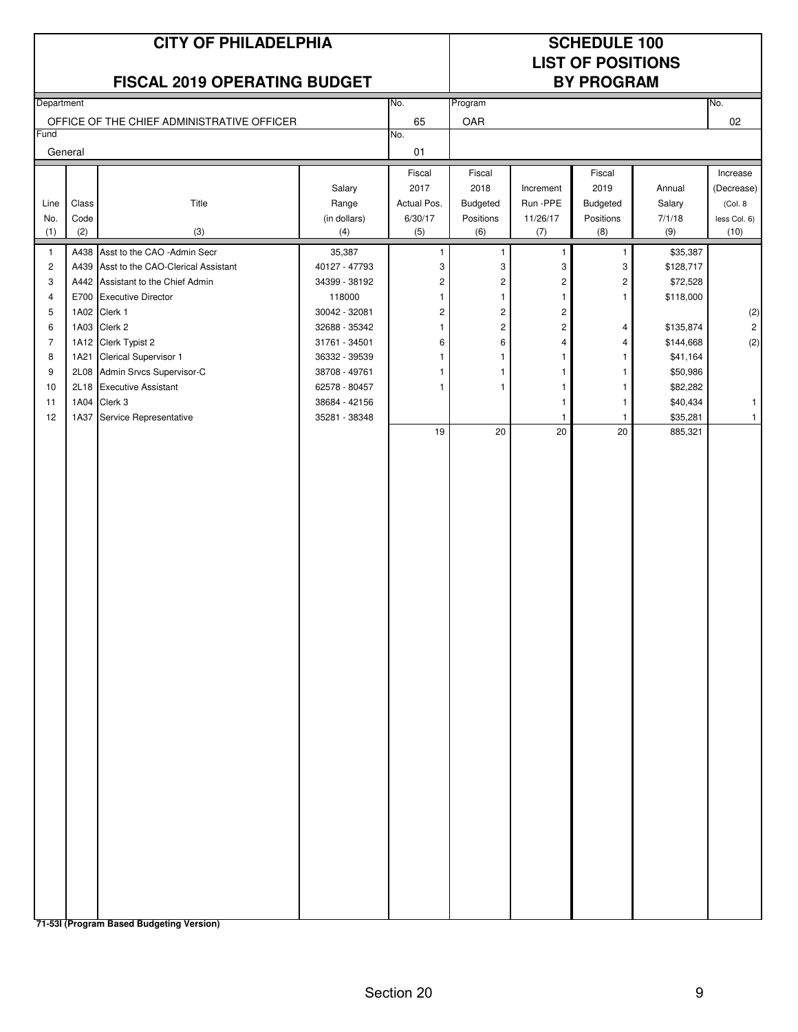# CITY OF PHILADELPHIA

## FISCAL 2019 OPERATING BUDGET

## SCHEDULE 100
## LIST OF POSITIONS
## BY PROGRAM

| Department | No. | Program | No. |
|---|---|---|---|
| OFFICE OF THE CHIEF ADMINISTRATIVE OFFICER | 65 | OAR | 02 |
| **Fund** | **No.** | | |
| General | 01 | | |

| Line No. (1) | Class Code (2) | Title (3) | Salary Range (in dollars) (4) | Fiscal 2017 Actual Pos. 6/30/17 (5) | Fiscal 2018 Budgeted Positions (6) | Increment Run -PPE 11/26/17 (7) | Fiscal 2019 Budgeted Positions (8) | Annual Salary 7/1/18 (9) | Increase (Decrease) (Col. 8 less Col. 6) (10) |
|---|---|---|---|---|---|---|---|---|---|
| 1 | A438 | Asst to the CAO -Admin Secr | 35,387 | 1 | 1 | 1 | 1 | $35,387 | |
| 2 | A439 | Asst to the CAO-Clerical Assistant | 40127 - 47793 | 3 | 3 | 3 | 3 | $128,717 | |
| 3 | A442 | Assistant to the Chief Admin | 34399 - 38192 | 2 | 2 | 2 | 2 | $72,528 | |
| 4 | E700 | Executive Director | 118000 | 1 | 1 | 1 | 1 | $118,000 | |
| 5 | 1A02 | Clerk 1 | 30042 - 32081 | 2 | 2 | 2 | | | (2) |
| 6 | 1A03 | Clerk 2 | 32688 - 35342 | 1 | 2 | 2 | 4 | $135,874 | 2 |
| 7 | 1A12 | Clerk Typist 2 | 31761 - 34501 | 6 | 6 | 4 | 4 | $144,668 | (2) |
| 8 | 1A21 | Clerical Supervisor 1 | 36332 - 39539 | 1 | 1 | 1 | 1 | $41,164 | |
| 9 | 2L08 | Admin Srvcs Supervisor-C | 38708 - 49761 | 1 | 1 | 1 | 1 | $50,986 | |
| 10 | 2L18 | Executive Assistant | 62578 - 80457 | 1 | 1 | 1 | 1 | $82,282 | |
| 11 | 1A04 | Clerk 3 | 38684 - 42156 | | | 1 | 1 | $40,434 | 1 |
| 12 | 1A37 | Service Representative | 35281 - 38348 | | | 1 | 1 | $35,281 | 1 |
| | | | | 19 | 20 | 20 | 20 | 885,321 | |

**71-53I (Program Based Budgeting Version)**

Section 20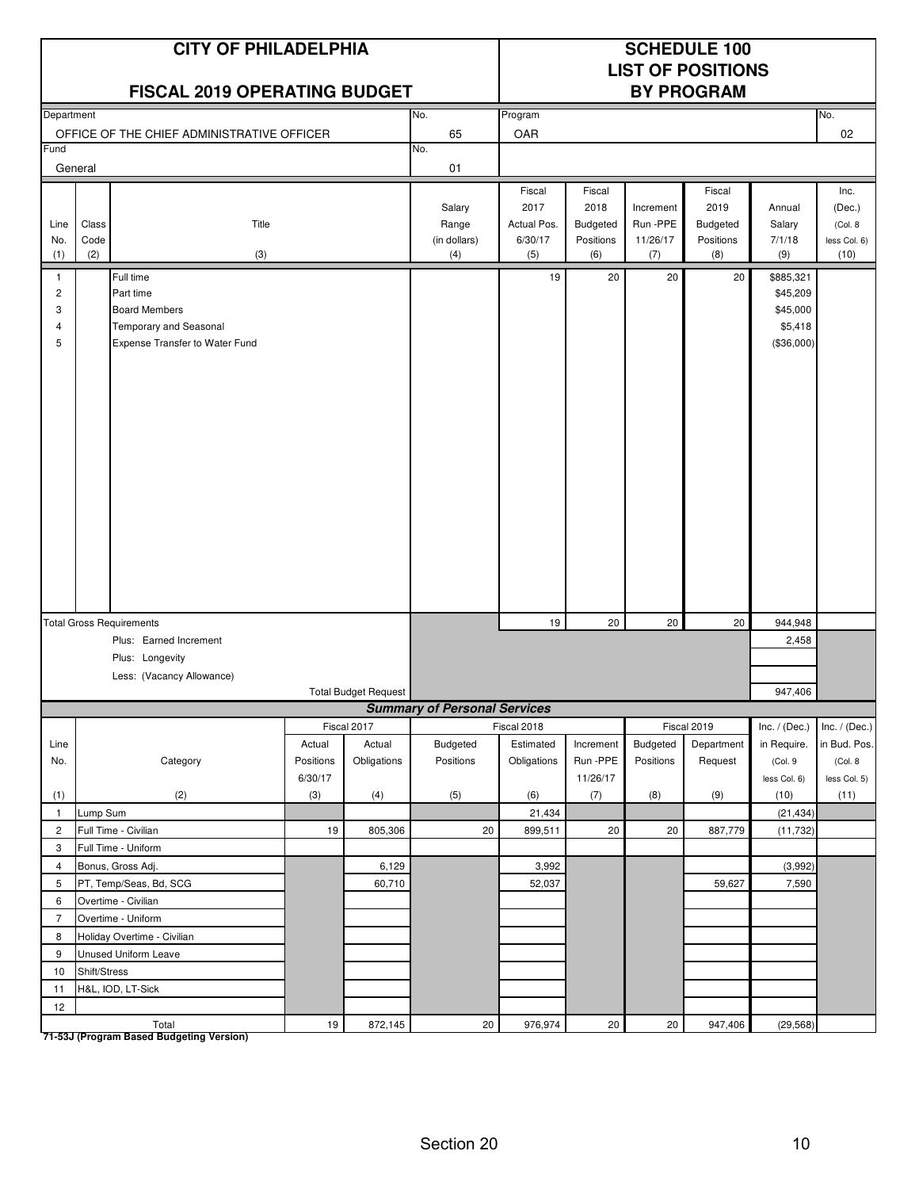# CITY OF PHILADELPHIA

## FISCAL 2019 OPERATING BUDGET

## SCHEDULE 100 LIST OF POSITIONS BY PROGRAM

| Department | No. | Program | No. |
|---|---|---|---|
| OFFICE OF THE CHIEF ADMINISTRATIVE OFFICER | 65 | OAR | 02 |
| Fund | No. | | |
| General | 01 | | |

| Line No. (1) | Class Code (2) | Title (3) | Salary Range (in dollars) (4) | Fiscal 2017 Actual Pos. 6/30/17 (5) | Fiscal 2018 Budgeted Positions (6) | Increment Run -PPE 11/26/17 (7) | Fiscal 2019 Budgeted Positions (8) | Annual Salary 7/1/18 (9) | Inc. (Dec.) (Col. 8 less Col. 6) (10) |
|---|---|---|---|---|---|---|---|---|---|
| 1 | | Full time | | 19 | 20 | 20 | 20 | $885,321 | |
| 2 | | Part time | | | | | | $45,209 | |
| 3 | | Board Members | | | | | | $45,000 | |
| 4 | | Temporary and Seasonal | | | | | | $5,418 | |
| 5 | | Expense Transfer to Water Fund | | | | | | ($36,000) | |
| | | Total Gross Requirements | | 19 | 20 | 20 | 20 | 944,948 | |
| | | Plus: Earned Increment | | | | | | 2,458 | |
| | | Plus: Longevity | | | | | | | |
| | | Less: (Vacancy Allowance) | | | | | | | |
| | | Total Budget Request | | | | | | 947,406 | |

### Summary of Personal Services

| Line No. (1) | Category (2) | Fiscal 2017 Actual Positions 6/30/17 (3) | Fiscal 2017 Actual Obligations (4) | Fiscal 2018 Budgeted Positions (5) | Fiscal 2018 Estimated Obligations (6) | Increment Run -PPE 11/26/17 (7) | Fiscal 2019 Budgeted Positions (8) | Fiscal 2019 Department Request (9) | Inc. / (Dec.) in Require. (Col. 9 less Col. 6) (10) | Inc. / (Dec.) in Bud. Pos. (Col. 8 less Col. 5) (11) |
|---|---|---|---|---|---|---|---|---|---|---|
| 1 | Lump Sum | | | | 21,434 | | | | (21,434) | |
| 2 | Full Time - Civilian | 19 | 805,306 | 20 | 899,511 | 20 | 20 | 887,779 | (11,732) | |
| 3 | Full Time - Uniform | | | | | | | | | |
| 4 | Bonus, Gross Adj. | | 6,129 | | 3,992 | | | | (3,992) | |
| 5 | PT, Temp/Seas, Bd, SCG | | 60,710 | | 52,037 | | | 59,627 | 7,590 | |
| 6 | Overtime - Civilian | | | | | | | | | |
| 7 | Overtime - Uniform | | | | | | | | | |
| 8 | Holiday Overtime - Civilian | | | | | | | | | |
| 9 | Unused Uniform Leave | | | | | | | | | |
| 10 | Shift/Stress | | | | | | | | | |
| 11 | H&L, IOD, LT-Sick | | | | | | | | | |
| 12 | | | | | | | | | | |
| | Total | 19 | 872,145 | 20 | 976,974 | 20 | 20 | 947,406 | (29,568) | |

**71-53J (Program Based Budgeting Version)**

Section 20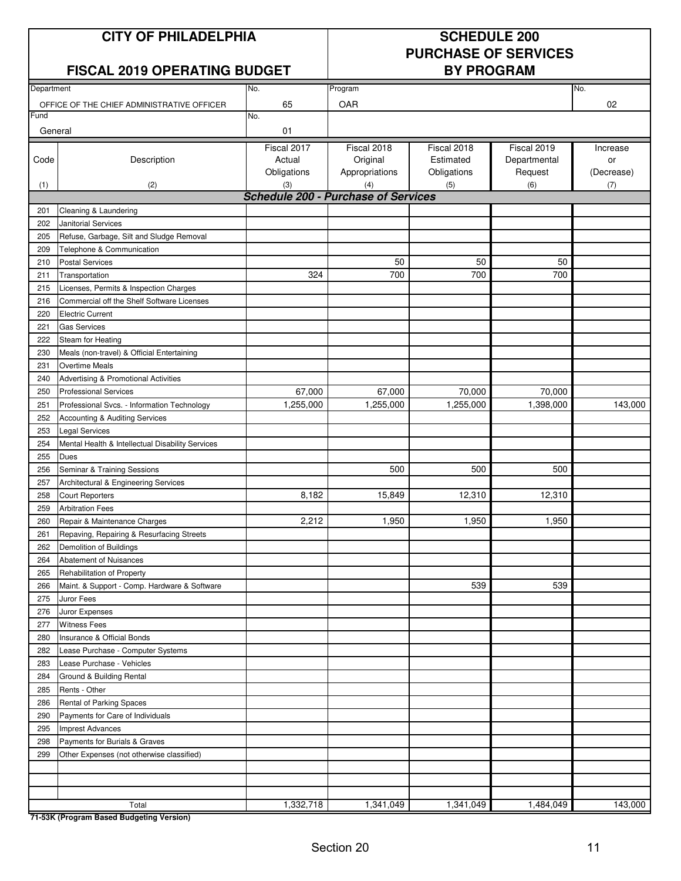# CITY OF PHILADELPHIA

## FISCAL 2019 OPERATING BUDGET

## SCHEDULE 200 PURCHASE OF SERVICES BY PROGRAM

| Department | No. | Program | No. |
|---|---|---|---|
| OFFICE OF THE CHIEF ADMINISTRATIVE OFFICER | 65 | OAR | 02 |
| **Fund** | **No.** | | |
| General | 01 | | |

| Code | Description | Fiscal 2017 Actual Obligations | Fiscal 2018 Original Appropriations | Fiscal 2018 Estimated Obligations | Fiscal 2019 Departmental Request | Increase or (Decrease) |
|---|---|---|---|---|---|---|
| (1) | (2) | (3) | (4) | (5) | (6) | (7) |
| | ***Schedule 200 - Purchase of Services*** | | | | | |
| 201 | Cleaning & Laundering | | | | | |
| 202 | Janitorial Services | | | | | |
| 205 | Refuse, Garbage, Silt and Sludge Removal | | | | | |
| 209 | Telephone & Communication | | | | | |
| 210 | Postal Services | | 50 | 50 | 50 | |
| 211 | Transportation | 324 | 700 | 700 | 700 | |
| 215 | Licenses, Permits & Inspection Charges | | | | | |
| 216 | Commercial off the Shelf Software Licenses | | | | | |
| 220 | Electric Current | | | | | |
| 221 | Gas Services | | | | | |
| 222 | Steam for Heating | | | | | |
| 230 | Meals (non-travel) & Official Entertaining | | | | | |
| 231 | Overtime Meals | | | | | |
| 240 | Advertising & Promotional Activities | | | | | |
| 250 | Professional Services | 67,000 | 67,000 | 70,000 | 70,000 | |
| 251 | Professional Svcs. - Information Technology | 1,255,000 | 1,255,000 | 1,255,000 | 1,398,000 | 143,000 |
| 252 | Accounting & Auditing Services | | | | | |
| 253 | Legal Services | | | | | |
| 254 | Mental Health & Intellectual Disability Services | | | | | |
| 255 | Dues | | | | | |
| 256 | Seminar & Training Sessions | | 500 | 500 | 500 | |
| 257 | Architectural & Engineering Services | | | | | |
| 258 | Court Reporters | 8,182 | 15,849 | 12,310 | 12,310 | |
| 259 | Arbitration Fees | | | | | |
| 260 | Repair & Maintenance Charges | 2,212 | 1,950 | 1,950 | 1,950 | |
| 261 | Repaving, Repairing & Resurfacing Streets | | | | | |
| 262 | Demolition of Buildings | | | | | |
| 264 | Abatement of Nuisances | | | | | |
| 265 | Rehabilitation of Property | | | | | |
| 266 | Maint. & Support - Comp. Hardware & Software | | | 539 | 539 | |
| 275 | Juror Fees | | | | | |
| 276 | Juror Expenses | | | | | |
| 277 | Witness Fees | | | | | |
| 280 | Insurance & Official Bonds | | | | | |
| 282 | Lease Purchase - Computer Systems | | | | | |
| 283 | Lease Purchase - Vehicles | | | | | |
| 284 | Ground & Building Rental | | | | | |
| 285 | Rents - Other | | | | | |
| 286 | Rental of Parking Spaces | | | | | |
| 290 | Payments for Care of Individuals | | | | | |
| 295 | Imprest Advances | | | | | |
| 298 | Payments for Burials & Graves | | | | | |
| 299 | Other Expenses (not otherwise classified) | | | | | |
| | | | | | | |
| | | | | | | |
| | | | | | | |
| | Total | 1,332,718 | 1,341,049 | 1,341,049 | 1,484,049 | 143,000 |

**71-53K (Program Based Budgeting Version)**

Section 20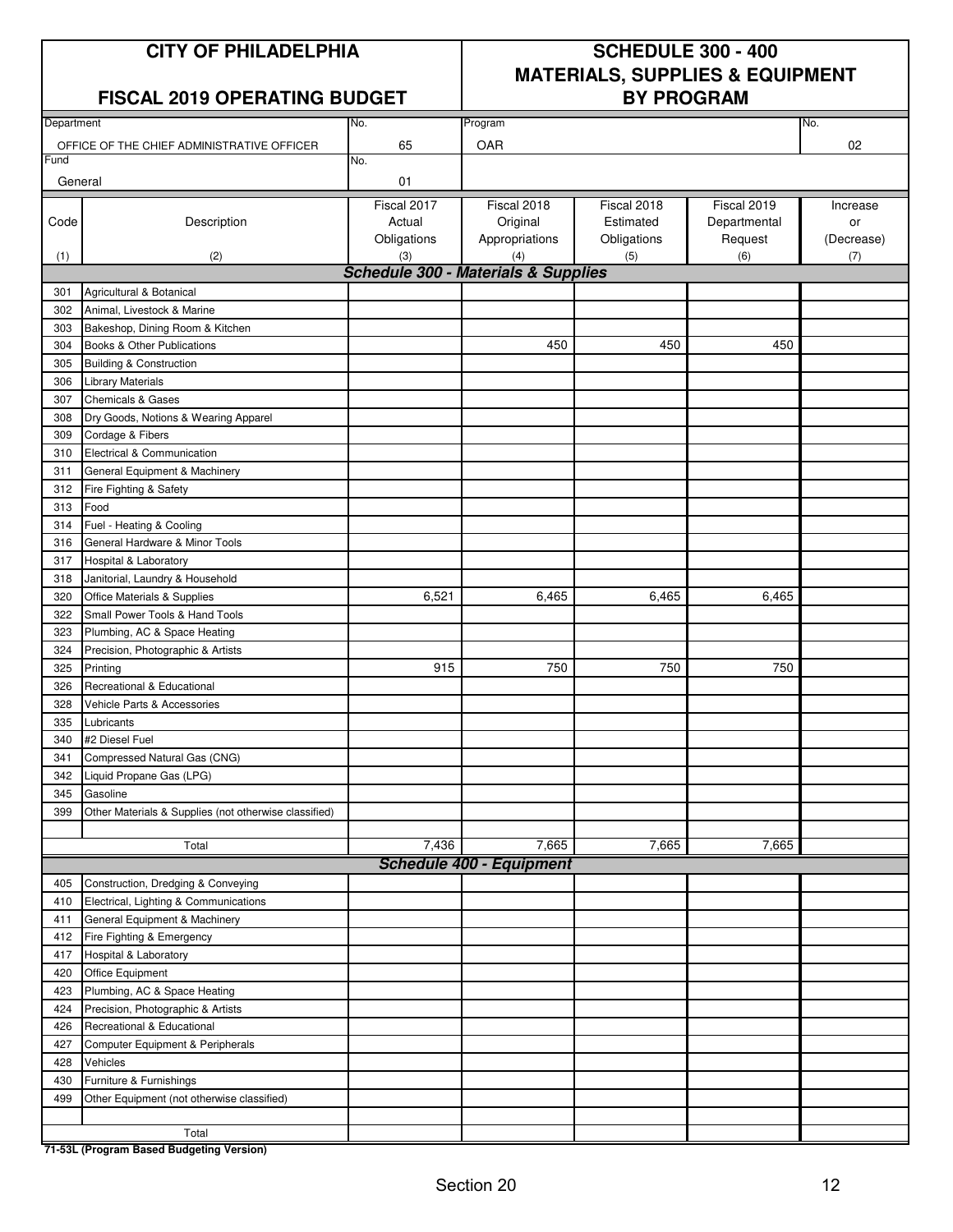# CITY OF PHILADELPHIA

## FISCAL 2019 OPERATING BUDGET

## SCHEDULE 300 - 400 MATERIALS, SUPPLIES & EQUIPMENT BY PROGRAM

| Department | No. | Program | No. |
|---|---|---|---|
| OFFICE OF THE CHIEF ADMINISTRATIVE OFFICER | 65 | OAR | 02 |
| **Fund** | **No.** | | |
| General | 01 | | |

| Code (1) | Description (2) | Fiscal 2017 Actual Obligations (3) | Fiscal 2018 Original Appropriations (4) | Fiscal 2018 Estimated Obligations (5) | Fiscal 2019 Departmental Request (6) | Increase or (Decrease) (7) |
|---|---|---|---|---|---|---|
| | ***Schedule 300 - Materials & Supplies*** | | | | | |
| 301 | Agricultural & Botanical | | | | | |
| 302 | Animal, Livestock & Marine | | | | | |
| 303 | Bakeshop, Dining Room & Kitchen | | | | | |
| 304 | Books & Other Publications | | 450 | 450 | 450 | |
| 305 | Building & Construction | | | | | |
| 306 | Library Materials | | | | | |
| 307 | Chemicals & Gases | | | | | |
| 308 | Dry Goods, Notions & Wearing Apparel | | | | | |
| 309 | Cordage & Fibers | | | | | |
| 310 | Electrical & Communication | | | | | |
| 311 | General Equipment & Machinery | | | | | |
| 312 | Fire Fighting & Safety | | | | | |
| 313 | Food | | | | | |
| 314 | Fuel - Heating & Cooling | | | | | |
| 316 | General Hardware & Minor Tools | | | | | |
| 317 | Hospital & Laboratory | | | | | |
| 318 | Janitorial, Laundry & Household | | | | | |
| 320 | Office Materials & Supplies | 6,521 | 6,465 | 6,465 | 6,465 | |
| 322 | Small Power Tools & Hand Tools | | | | | |
| 323 | Plumbing, AC & Space Heating | | | | | |
| 324 | Precision, Photographic & Artists | | | | | |
| 325 | Printing | 915 | 750 | 750 | 750 | |
| 326 | Recreational & Educational | | | | | |
| 328 | Vehicle Parts & Accessories | | | | | |
| 335 | Lubricants | | | | | |
| 340 | #2 Diesel Fuel | | | | | |
| 341 | Compressed Natural Gas (CNG) | | | | | |
| 342 | Liquid Propane Gas (LPG) | | | | | |
| 345 | Gasoline | | | | | |
| 399 | Other Materials & Supplies (not otherwise classified) | | | | | |
| | | | | | | |
| | Total | 7,436 | 7,665 | 7,665 | 7,665 | |
| | ***Schedule 400 - Equipment*** | | | | | |
| 405 | Construction, Dredging & Conveying | | | | | |
| 410 | Electrical, Lighting & Communications | | | | | |
| 411 | General Equipment & Machinery | | | | | |
| 412 | Fire Fighting & Emergency | | | | | |
| 417 | Hospital & Laboratory | | | | | |
| 420 | Office Equipment | | | | | |
| 423 | Plumbing, AC & Space Heating | | | | | |
| 424 | Precision, Photographic & Artists | | | | | |
| 426 | Recreational & Educational | | | | | |
| 427 | Computer Equipment & Peripherals | | | | | |
| 428 | Vehicles | | | | | |
| 430 | Furniture & Furnishings | | | | | |
| 499 | Other Equipment (not otherwise classified) | | | | | |
| | | | | | | |
| | Total | | | | | |

**71-53L (Program Based Budgeting Version)**

Section 20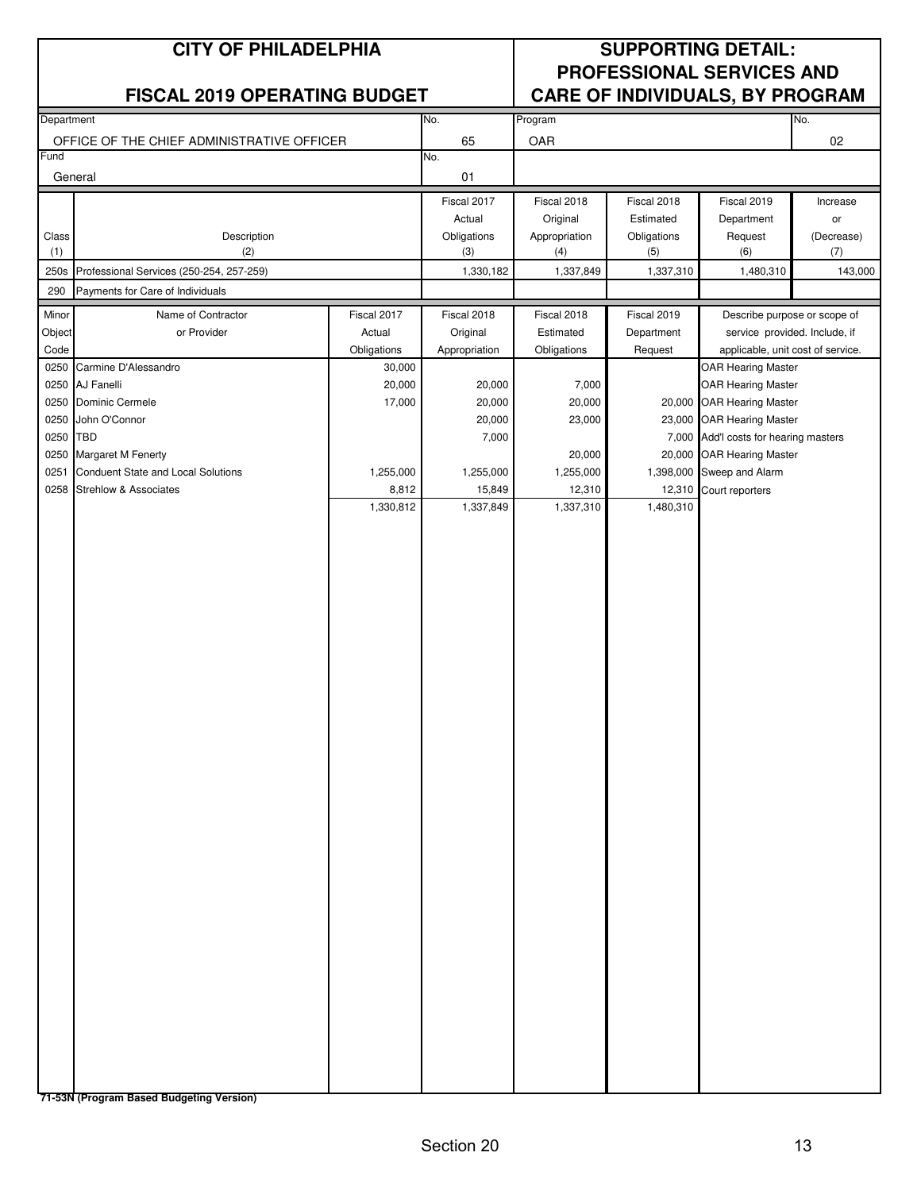# CITY OF PHILADELPHIA

## FISCAL 2019 OPERATING BUDGET

## SUPPORTING DETAIL: PROFESSIONAL SERVICES AND CARE OF INDIVIDUALS, BY PROGRAM

| Department | No. | Program | No. |
|---|---|---|---|
| OFFICE OF THE CHIEF ADMINISTRATIVE OFFICER | 65 | OAR | 02 |
| Fund | No. | | |
| General | 01 | | |

| Class (1) | Description (2) | Fiscal 2017 Actual Obligations (3) | Fiscal 2018 Original Appropriation (4) | Fiscal 2018 Estimated Obligations (5) | Fiscal 2019 Department Request (6) | Increase or (Decrease) (7) |
|---|---|---|---|---|---|---|
| 250s | Professional Services (250-254, 257-259) | 1,330,182 | 1,337,849 | 1,337,310 | 1,480,310 | 143,000 |
| 290 | Payments for Care of Individuals | | | | | |

| Minor Object Code | Name of Contractor or Provider | Fiscal 2017 Actual Obligations | Fiscal 2018 Original Appropriation | Fiscal 2018 Estimated Obligations | Fiscal 2019 Department Request | Describe purpose or scope of service provided. Include, if applicable, unit cost of service. |
|---|---|---|---|---|---|---|
| 0250 | Carmine D'Alessandro | 30,000 | | | | OAR Hearing Master |
| 0250 | AJ Fanelli | 20,000 | 20,000 | 7,000 | | OAR Hearing Master |
| 0250 | Dominic Cermele | 17,000 | 20,000 | 20,000 | 20,000 | OAR Hearing Master |
| 0250 | John O'Connor | | 20,000 | 23,000 | 23,000 | OAR Hearing Master |
| 0250 | TBD | | 7,000 | | 7,000 | Add'l costs for hearing masters |
| 0250 | Margaret M Fenerty | | | 20,000 | 20,000 | OAR Hearing Master |
| 0251 | Conduent State and Local Solutions | 1,255,000 | 1,255,000 | 1,255,000 | 1,398,000 | Sweep and Alarm |
| 0258 | Strehlow & Associates | 8,812 | 15,849 | 12,310 | 12,310 | Court reporters |
| | | 1,330,812 | 1,337,849 | 1,337,310 | 1,480,310 | |

71-53N (Program Based Budgeting Version)

Section 20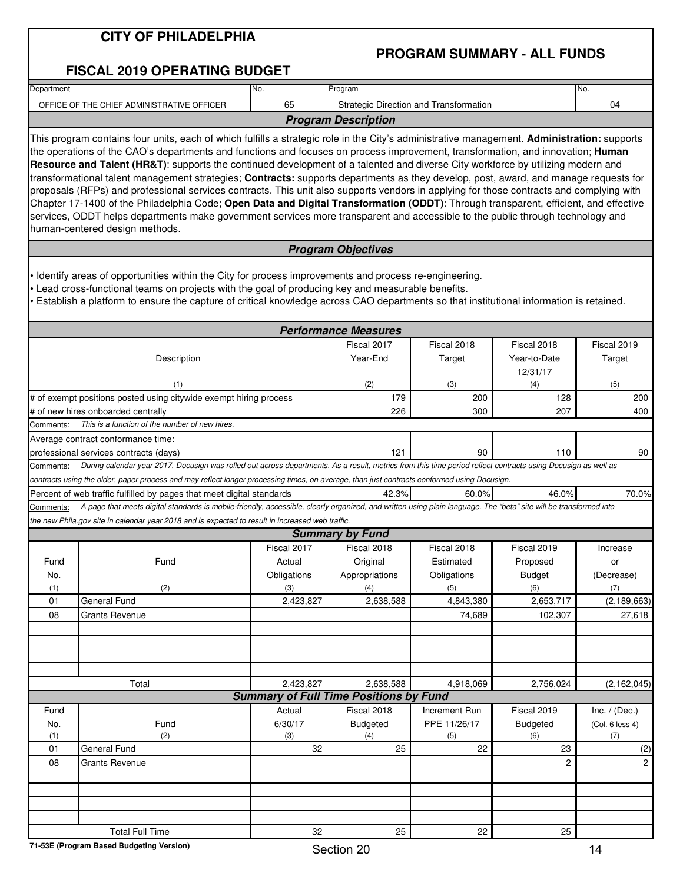# CITY OF PHILADELPHIA

## FISCAL 2019 OPERATING BUDGET

## PROGRAM SUMMARY - ALL FUNDS

| Department | No. | Program | No. |
|---|---|---|---|
| OFFICE OF THE CHIEF ADMINISTRATIVE OFFICER | 65 | Strategic Direction and Transformation | 04 |

### Program Description

This program contains four units, each of which fulfills a strategic role in the City's administrative management. **Administration:** supports the operations of the CAO's departments and functions and focuses on process improvement, transformation, and innovation; **Human Resource and Talent (HR&T)**: supports the continued development of a talented and diverse City workforce by utilizing modern and transformational talent management strategies; **Contracts:** supports departments as they develop, post, award, and manage requests for proposals (RFPs) and professional services contracts. This unit also supports vendors in applying for those contracts and complying with Chapter 17-1400 of the Philadelphia Code; **Open Data and Digital Transformation (ODDT)**: Through transparent, efficient, and effective services, ODDT helps departments make government services more transparent and accessible to the public through technology and human-centered design methods.

### Program Objectives

- Identify areas of opportunities within the City for process improvements and process re-engineering.
- Lead cross-functional teams on projects with the goal of producing key and measurable benefits.
- Establish a platform to ensure the capture of critical knowledge across CAO departments so that institutional information is retained.

### Performance Measures

| Description (1) | Fiscal 2017 Year-End (2) | Fiscal 2018 Target (3) | Fiscal 2018 Year-to-Date 12/31/17 (4) | Fiscal 2019 Target (5) |
|---|---|---|---|---|
| # of exempt positions posted using citywide exempt hiring process | 179 | 200 | 128 | 200 |
| # of new hires onboarded centrally | 226 | 300 | 207 | 400 |
| Comments: *This is a function of the number of new hires.* | | | | |
| Average contract conformance time: professional services contracts (days) | 121 | 90 | 110 | 90 |
| Comments: *During calendar year 2017, Docusign was rolled out across departments. As a result, metrics from this time period reflect contracts using Docusign as well as contracts using the older, paper process and may reflect longer processing times, on average, than just contracts conformed using Docusign.* | | | | |
| Percent of web traffic fulfilled by pages that meet digital standards | 42.3% | 60.0% | 46.0% | 70.0% |
| Comments: *A page that meets digital standards is mobile-friendly, accessible, clearly organized, and written using plain language. The "beta" site will be transformed into the new Phila.gov site in calendar year 2018 and is expected to result in increased web traffic.* | | | | |

### Summary by Fund

| Fund No. (1) | Fund (2) | Fiscal 2017 Actual Obligations (3) | Fiscal 2018 Original Appropriations (4) | Fiscal 2018 Estimated Obligations (5) | Fiscal 2019 Proposed Budget (6) | Increase or (Decrease) (7) |
|---|---|---|---|---|---|---|
| 01 | General Fund | 2,423,827 | 2,638,588 | 4,843,380 | 2,653,717 | (2,189,663) |
| 08 | Grants Revenue | | | 74,689 | 102,307 | 27,618 |
| | Total | 2,423,827 | 2,638,588 | 4,918,069 | 2,756,024 | (2,162,045) |

### Summary of Full Time Positions by Fund

| Fund No. (1) | Fund (2) | Actual 6/30/17 (3) | Fiscal 2018 Budgeted (4) | Increment Run PPE 11/26/17 (5) | Fiscal 2019 Budgeted (6) | Inc. / (Dec.) (Col. 6 less 4) (7) |
|---|---|---|---|---|---|---|
| 01 | General Fund | 32 | 25 | 22 | 23 | (2) |
| 08 | Grants Revenue | | | | 2 | 2 |
| | Total Full Time | 32 | 25 | 22 | 25 | |

71-53E (Program Based Budgeting Version)

Section 20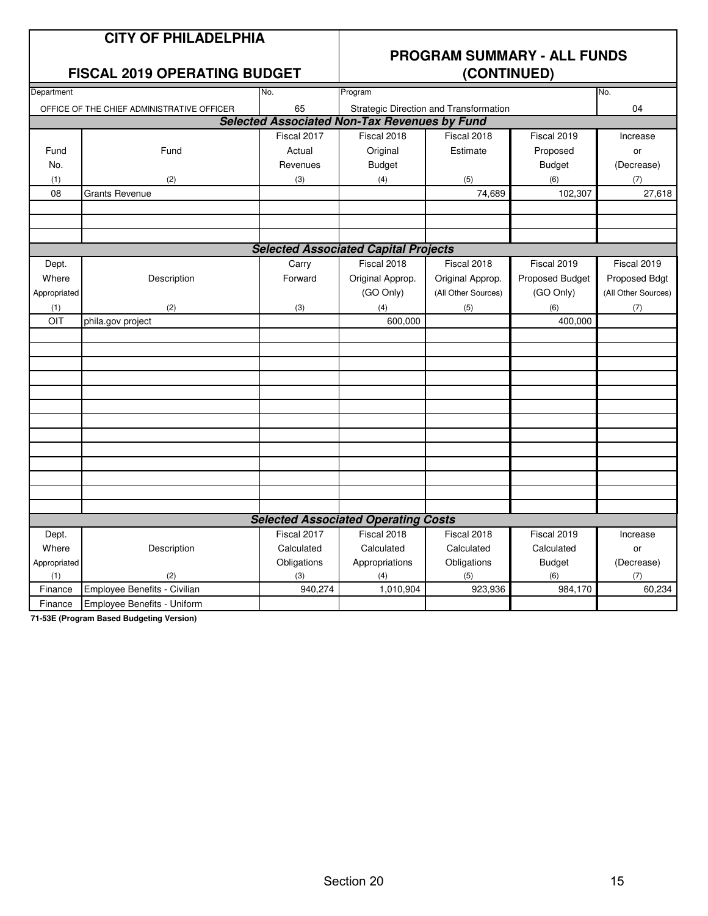# CITY OF PHILADELPHIA

## FISCAL 2019 OPERATING BUDGET

## PROGRAM SUMMARY - ALL FUNDS (CONTINUED)

| Department | No. | Program | No. |
|---|---|---|---|
| OFFICE OF THE CHIEF ADMINISTRATIVE OFFICER | 65 | Strategic Direction and Transformation | 04 |

### *Selected Associated Non-Tax Revenues by Fund*

| Fund No. (1) | Fund (2) | Fiscal 2017 Actual Revenues (3) | Fiscal 2018 Original Budget (4) | Fiscal 2018 Estimate (5) | Fiscal 2019 Proposed Budget (6) | Increase or (Decrease) (7) |
|---|---|---|---|---|---|---|
| 08 | Grants Revenue | | | 74,689 | 102,307 | 27,618 |

### *Selected Associated Capital Projects*

| Dept. Where Appropriated (1) | Description (2) | Carry Forward (3) | Fiscal 2018 Original Approp. (GO Only) (4) | Fiscal 2018 Original Approp. (All Other Sources) (5) | Fiscal 2019 Proposed Budget (GO Only) (6) | Fiscal 2019 Proposed Bdgt (All Other Sources) (7) |
|---|---|---|---|---|---|---|
| OIT | phila.gov project | | 600,000 | | 400,000 | |

### *Selected Associated Operating Costs*

| Dept. Where Appropriated (1) | Description (2) | Fiscal 2017 Calculated Obligations (3) | Fiscal 2018 Calculated Appropriations (4) | Fiscal 2018 Calculated Obligations (5) | Fiscal 2019 Calculated Budget (6) | Increase or (Decrease) (7) |
|---|---|---|---|---|---|---|
| Finance | Employee Benefits - Civilian | 940,274 | 1,010,904 | 923,936 | 984,170 | 60,234 |
| Finance | Employee Benefits - Uniform | | | | | |

**71-53E (Program Based Budgeting Version)**

Section 20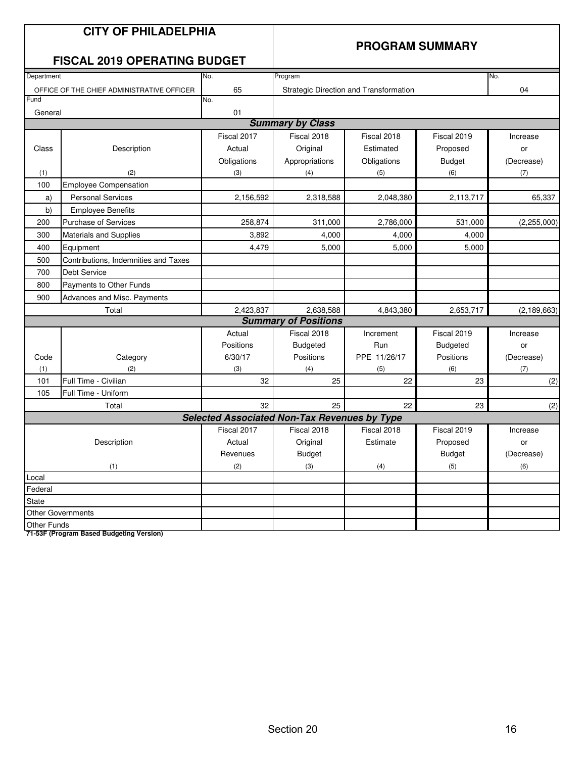# CITY OF PHILADELPHIA

## FISCAL 2019 OPERATING BUDGET

## PROGRAM SUMMARY

| Department | No. | Program | No. |
|---|---|---|---|
| OFFICE OF THE CHIEF ADMINISTRATIVE OFFICER | 65 | Strategic Direction and Transformation | 04 |
| Fund | No. | | |
| General | 01 | | |

### *Summary by Class*

| Class (1) | Description (2) | Fiscal 2017 Actual Obligations (3) | Fiscal 2018 Original Appropriations (4) | Fiscal 2018 Estimated Obligations (5) | Fiscal 2019 Proposed Budget (6) | Increase or (Decrease) (7) |
|---|---|---|---|---|---|---|
| 100 | Employee Compensation | | | | | |
| a) | Personal Services | 2,156,592 | 2,318,588 | 2,048,380 | 2,113,717 | 65,337 |
| b) | Employee Benefits | | | | | |
| 200 | Purchase of Services | 258,874 | 311,000 | 2,786,000 | 531,000 | (2,255,000) |
| 300 | Materials and Supplies | 3,892 | 4,000 | 4,000 | 4,000 | |
| 400 | Equipment | 4,479 | 5,000 | 5,000 | 5,000 | |
| 500 | Contributions, Indemnities and Taxes | | | | | |
| 700 | Debt Service | | | | | |
| 800 | Payments to Other Funds | | | | | |
| 900 | Advances and Misc. Payments | | | | | |
| | Total | 2,423,837 | 2,638,588 | 4,843,380 | 2,653,717 | (2,189,663) |

### *Summary of Positions*

| Code (1) | Category (2) | Actual Positions 6/30/17 (3) | Fiscal 2018 Budgeted Positions (4) | Increment Run PPE 11/26/17 (5) | Fiscal 2019 Budgeted Positions (6) | Increase or (Decrease) (7) |
|---|---|---|---|---|---|---|
| 101 | Full Time - Civilian | 32 | 25 | 22 | 23 | (2) |
| 105 | Full Time - Uniform | | | | | |
| | Total | 32 | 25 | 22 | 23 | (2) |

### *Selected Associated Non-Tax Revenues by Type*

| Description (1) | Fiscal 2017 Actual Revenues (2) | Fiscal 2018 Original Budget (3) | Fiscal 2018 Estimate (4) | Fiscal 2019 Proposed Budget (5) | Increase or (Decrease) (6) |
|---|---|---|---|---|---|
| Local | | | | | |
| Federal | | | | | |
| State | | | | | |
| Other Governments | | | | | |
| Other Funds | | | | | |

**71-53F (Program Based Budgeting Version)**

Section 20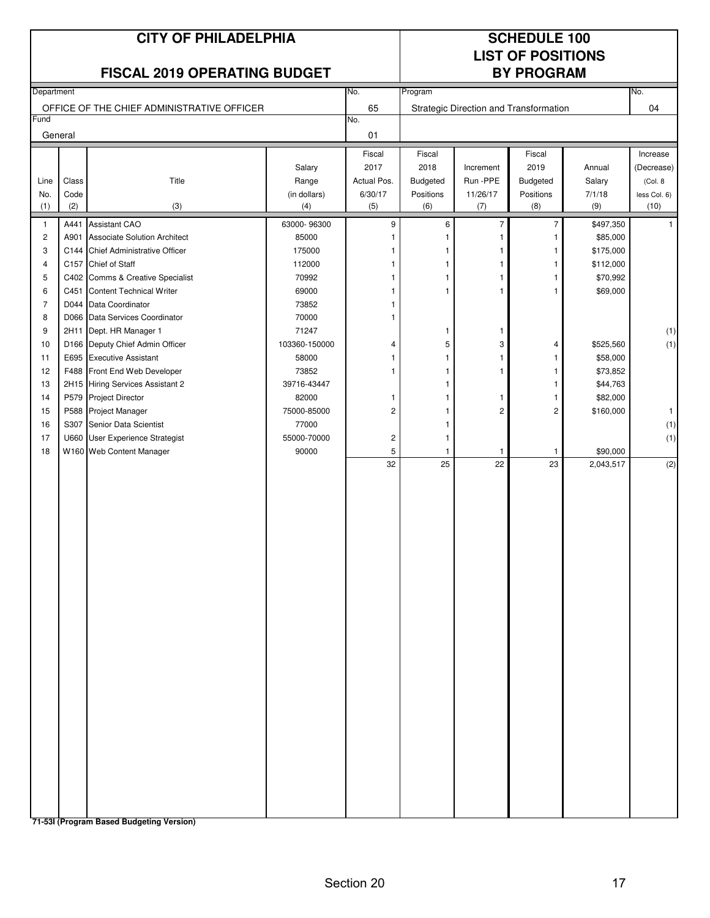# CITY OF PHILADELPHIA

## FISCAL 2019 OPERATING BUDGET

## SCHEDULE 100
## LIST OF POSITIONS
## BY PROGRAM

| Department | No. | Program | No. |
|---|---|---|---|
| OFFICE OF THE CHIEF ADMINISTRATIVE OFFICER | 65 | Strategic Direction and Transformation | 04 |
| **Fund** | **No.** | | |
| General | 01 | | |

| Line No. (1) | Class Code (2) | Title (3) | Salary Range (in dollars) (4) | Fiscal 2017 Actual Pos. 6/30/17 (5) | Fiscal 2018 Budgeted Positions (6) | Increment Run -PPE 11/26/17 (7) | Fiscal 2019 Budgeted Positions (8) | Annual Salary 7/1/18 (9) | Increase (Decrease) (Col. 8 less Col. 6) (10) |
|---|---|---|---|---|---|---|---|---|---|
| 1 | A441 | Assistant CAO | 63000- 96300 | 9 | 6 | 7 | 7 | $497,350 | 1 |
| 2 | A901 | Associate Solution Architect | 85000 | 1 | 1 | 1 | 1 | $85,000 | |
| 3 | C144 | Chief Administrative Officer | 175000 | 1 | 1 | 1 | 1 | $175,000 | |
| 4 | C157 | Chief of Staff | 112000 | 1 | 1 | 1 | 1 | $112,000 | |
| 5 | C402 | Comms & Creative Specialist | 70992 | 1 | 1 | 1 | 1 | $70,992 | |
| 6 | C451 | Content Technical Writer | 69000 | 1 | 1 | 1 | 1 | $69,000 | |
| 7 | D044 | Data Coordinator | 73852 | 1 | | | | | |
| 8 | D066 | Data Services Coordinator | 70000 | 1 | | | | | |
| 9 | 2H11 | Dept. HR Manager 1 | 71247 | | 1 | 1 | | | (1) |
| 10 | D166 | Deputy Chief Admin Officer | 103360-150000 | 4 | 5 | 3 | 4 | $525,560 | (1) |
| 11 | E695 | Executive Assistant | 58000 | 1 | 1 | 1 | 1 | $58,000 | |
| 12 | F488 | Front End Web Developer | 73852 | 1 | 1 | 1 | 1 | $73,852 | |
| 13 | 2H15 | Hiring Services Assistant 2 | 39716-43447 | | 1 | | 1 | $44,763 | |
| 14 | P579 | Project Director | 82000 | 1 | 1 | 1 | 1 | $82,000 | |
| 15 | P588 | Project Manager | 75000-85000 | 2 | 1 | 2 | 2 | $160,000 | 1 |
| 16 | S307 | Senior Data Scientist | 77000 | | 1 | | | | (1) |
| 17 | U660 | User Experience Strategist | 55000-70000 | 2 | 1 | | | | (1) |
| 18 | W160 | Web Content Manager | 90000 | 5 | 1 | 1 | 1 | $90,000 | |
| | | | | 32 | 25 | 22 | 23 | 2,043,517 | (2) |

**71-53l (Program Based Budgeting Version)**

Section 20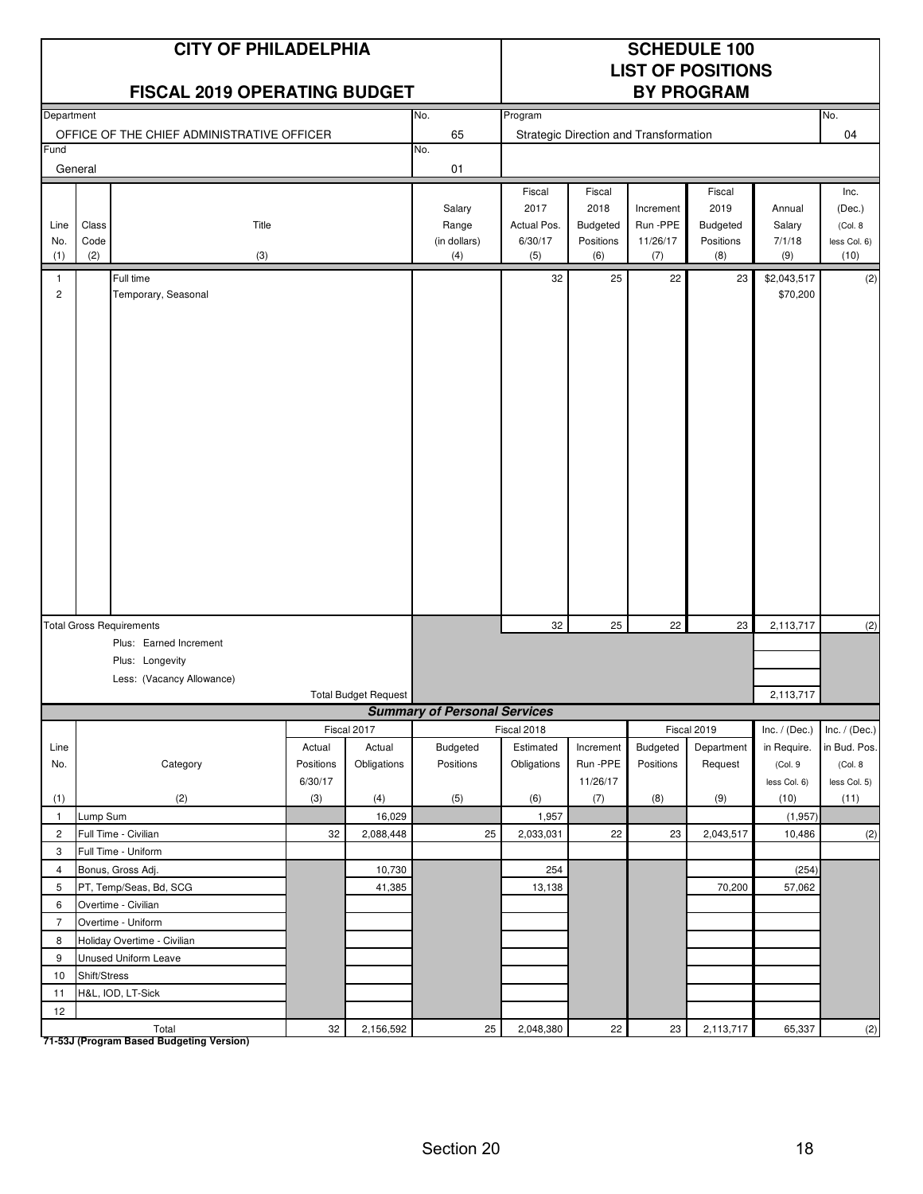# CITY OF PHILADELPHIA

## FISCAL 2019 OPERATING BUDGET

## SCHEDULE 100 LIST OF POSITIONS BY PROGRAM

| Department | No. | Program | No. |
|---|---|---|---|
| OFFICE OF THE CHIEF ADMINISTRATIVE OFFICER | 65 | Strategic Direction and Transformation | 04 |
| Fund: General | 01 | | |

| Line No. (1) | Class Code (2) | Title (3) | Salary Range (in dollars) (4) | Fiscal 2017 Actual Pos. 6/30/17 (5) | Fiscal 2018 Budgeted Positions (6) | Increment Run -PPE 11/26/17 (7) | Fiscal 2019 Budgeted Positions (8) | Annual Salary 7/1/18 (9) | Inc. (Dec.) (Col. 8 less Col. 6) (10) |
|---|---|---|---|---|---|---|---|---|---|
| 1 | | Full time | | 32 | 25 | 22 | 23 | $2,043,517 | (2) |
| 2 | | Temporary, Seasonal | | | | | | $70,200 | |
| | | Total Gross Requirements | | 32 | 25 | 22 | 23 | 2,113,717 | (2) |
| | | Plus: Earned Increment | | | | | | | |
| | | Plus: Longevity | | | | | | | |
| | | Less: (Vacancy Allowance) | | | | | | | |
| | | Total Budget Request | | | | | | 2,113,717 | |

### Summary of Personal Services

| Line No. (1) | Category (2) | Fiscal 2017 Actual Positions 6/30/17 (3) | Fiscal 2017 Actual Obligations (4) | Fiscal 2018 Budgeted Positions (5) | Fiscal 2018 Estimated Obligations (6) | Increment Run -PPE 11/26/17 (7) | Fiscal 2019 Budgeted Positions (8) | Fiscal 2019 Department Request (9) | Inc. / (Dec.) in Require. (Col. 9 less Col. 6) (10) | Inc. / (Dec.) in Bud. Pos. (Col. 8 less Col. 5) (11) |
|---|---|---|---|---|---|---|---|---|---|---|
| 1 | Lump Sum | | 16,029 | | 1,957 | | | | (1,957) | |
| 2 | Full Time - Civilian | 32 | 2,088,448 | 25 | 2,033,031 | 22 | 23 | 2,043,517 | 10,486 | (2) |
| 3 | Full Time - Uniform | | | | | | | | | |
| 4 | Bonus, Gross Adj. | | 10,730 | | 254 | | | | (254) | |
| 5 | PT, Temp/Seas, Bd, SCG | | 41,385 | | 13,138 | | | 70,200 | 57,062 | |
| 6 | Overtime - Civilian | | | | | | | | | |
| 7 | Overtime - Uniform | | | | | | | | | |
| 8 | Holiday Overtime - Civilian | | | | | | | | | |
| 9 | Unused Uniform Leave | | | | | | | | | |
| 10 | Shift/Stress | | | | | | | | | |
| 11 | H&L, IOD, LT-Sick | | | | | | | | | |
| 12 | | | | | | | | | | |
| | Total | 32 | 2,156,592 | 25 | 2,048,380 | 22 | 23 | 2,113,717 | 65,337 | (2) |

**71-53J (Program Based Budgeting Version)**

Section 20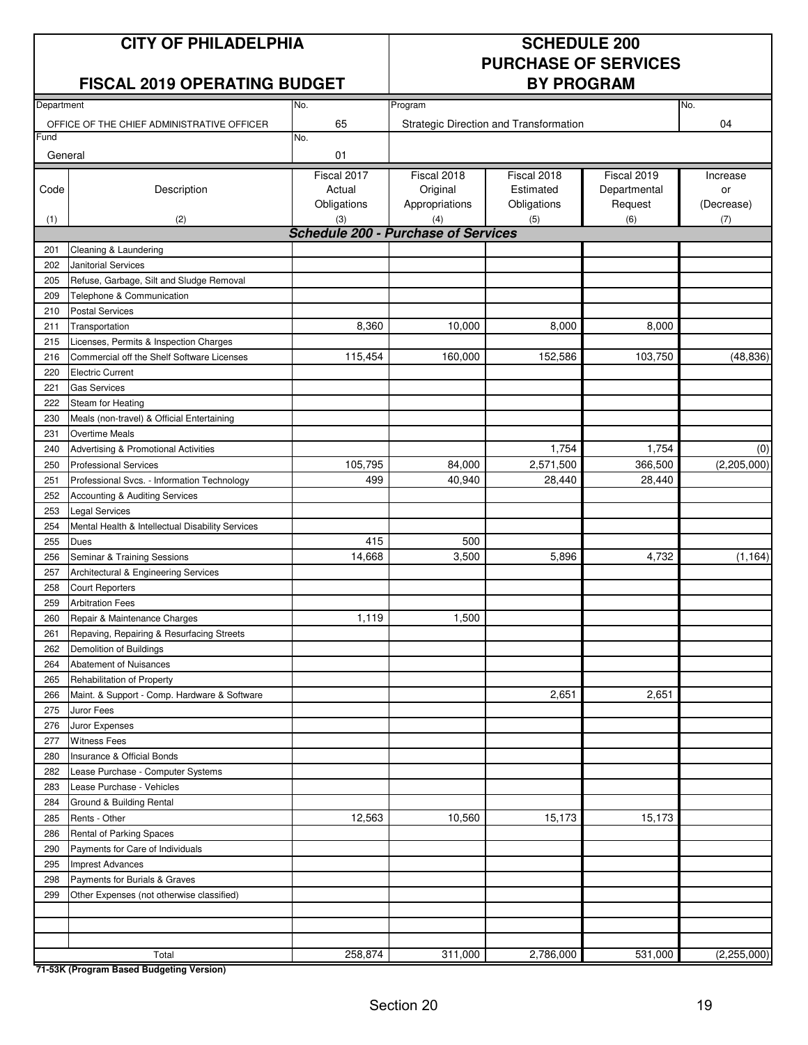# CITY OF PHILADELPHIA

## FISCAL 2019 OPERATING BUDGET

## SCHEDULE 200 PURCHASE OF SERVICES BY PROGRAM

| Department | No. | Program | No. |
|---|---|---|---|
| OFFICE OF THE CHIEF ADMINISTRATIVE OFFICER | 65 | Strategic Direction and Transformation | 04 |
| **Fund** | **No.** | | |
| General | 01 | | |

| Code<br>(1) | Description<br>(2) | Fiscal 2017 Actual Obligations<br>(3) | Fiscal 2018 Original Appropriations<br>(4) | Fiscal 2018 Estimated Obligations<br>(5) | Fiscal 2019 Departmental Request<br>(6) | Increase or (Decrease)<br>(7) |
|---|---|---|---|---|---|---|
| | ***Schedule 200 - Purchase of Services*** | | | | | |
| 201 | Cleaning & Laundering | | | | | |
| 202 | Janitorial Services | | | | | |
| 205 | Refuse, Garbage, Silt and Sludge Removal | | | | | |
| 209 | Telephone & Communication | | | | | |
| 210 | Postal Services | | | | | |
| 211 | Transportation | 8,360 | 10,000 | 8,000 | 8,000 | |
| 215 | Licenses, Permits & Inspection Charges | | | | | |
| 216 | Commercial off the Shelf Software Licenses | 115,454 | 160,000 | 152,586 | 103,750 | (48,836) |
| 220 | Electric Current | | | | | |
| 221 | Gas Services | | | | | |
| 222 | Steam for Heating | | | | | |
| 230 | Meals (non-travel) & Official Entertaining | | | | | |
| 231 | Overtime Meals | | | | | |
| 240 | Advertising & Promotional Activities | | | 1,754 | 1,754 | (0) |
| 250 | Professional Services | 105,795 | 84,000 | 2,571,500 | 366,500 | (2,205,000) |
| 251 | Professional Svcs. - Information Technology | 499 | 40,940 | 28,440 | 28,440 | |
| 252 | Accounting & Auditing Services | | | | | |
| 253 | Legal Services | | | | | |
| 254 | Mental Health & Intellectual Disability Services | | | | | |
| 255 | Dues | 415 | 500 | | | |
| 256 | Seminar & Training Sessions | 14,668 | 3,500 | 5,896 | 4,732 | (1,164) |
| 257 | Architectural & Engineering Services | | | | | |
| 258 | Court Reporters | | | | | |
| 259 | Arbitration Fees | | | | | |
| 260 | Repair & Maintenance Charges | 1,119 | 1,500 | | | |
| 261 | Repaving, Repairing & Resurfacing Streets | | | | | |
| 262 | Demolition of Buildings | | | | | |
| 264 | Abatement of Nuisances | | | | | |
| 265 | Rehabilitation of Property | | | | | |
| 266 | Maint. & Support - Comp. Hardware & Software | | | 2,651 | 2,651 | |
| 275 | Juror Fees | | | | | |
| 276 | Juror Expenses | | | | | |
| 277 | Witness Fees | | | | | |
| 280 | Insurance & Official Bonds | | | | | |
| 282 | Lease Purchase - Computer Systems | | | | | |
| 283 | Lease Purchase - Vehicles | | | | | |
| 284 | Ground & Building Rental | | | | | |
| 285 | Rents - Other | 12,563 | 10,560 | 15,173 | 15,173 | |
| 286 | Rental of Parking Spaces | | | | | |
| 290 | Payments for Care of Individuals | | | | | |
| 295 | Imprest Advances | | | | | |
| 298 | Payments for Burials & Graves | | | | | |
| 299 | Other Expenses (not otherwise classified) | | | | | |
| | | | | | | |
| | | | | | | |
| | | | | | | |
| | Total | 258,874 | 311,000 | 2,786,000 | 531,000 | (2,255,000) |

**71-53K (Program Based Budgeting Version)**

Section 20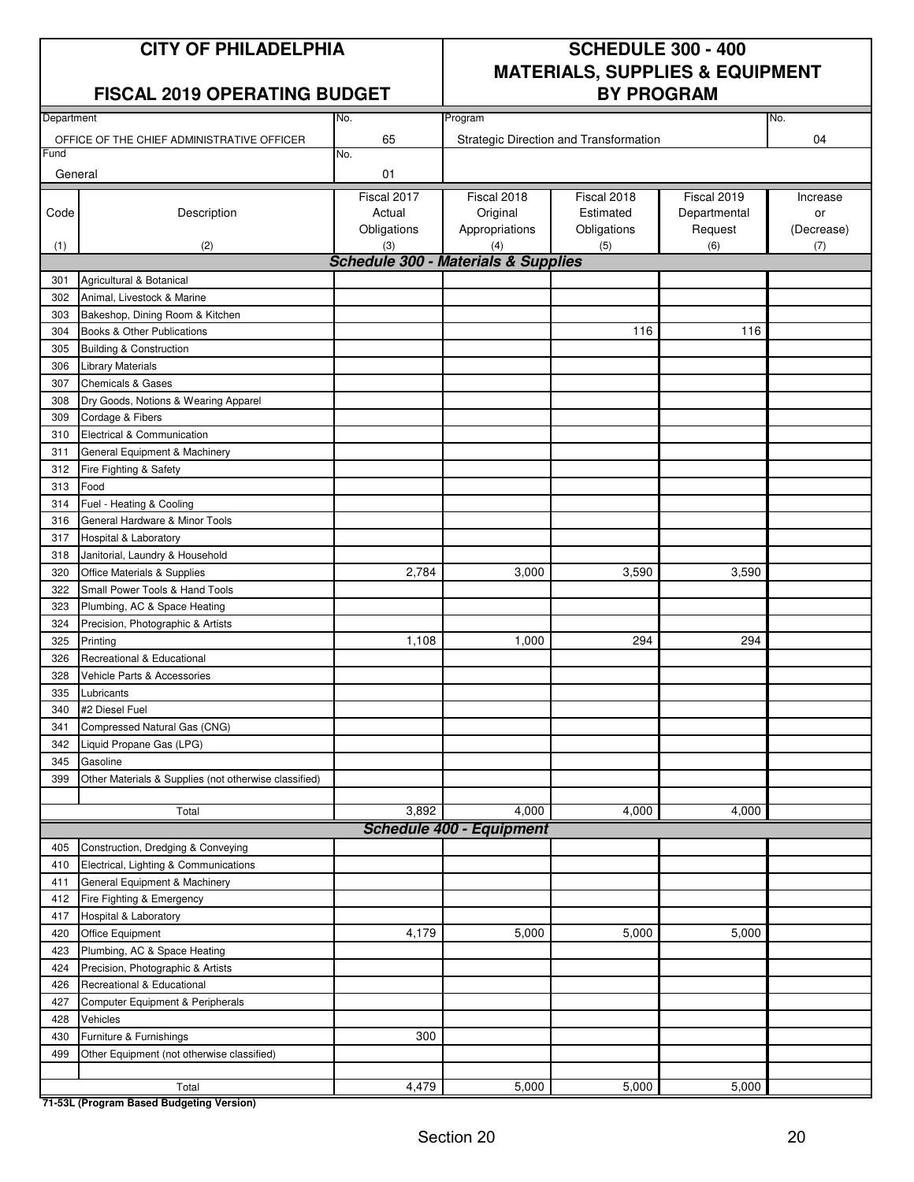# CITY OF PHILADELPHIA

## FISCAL 2019 OPERATING BUDGET

# SCHEDULE 300 - 400 MATERIALS, SUPPLIES & EQUIPMENT BY PROGRAM

| Department | No. | Program | No. |
|---|---|---|---|
| OFFICE OF THE CHIEF ADMINISTRATIVE OFFICER | 65 | Strategic Direction and Transformation | 04 |
| Fund | No. | | |
| General | 01 | | |

| Code | Description | Fiscal 2017 Actual Obligations | Fiscal 2018 Original Appropriations | Fiscal 2018 Estimated Obligations | Fiscal 2019 Departmental Request | Increase or (Decrease) |
|---|---|---|---|---|---|---|
| (1) | (2) | (3) | (4) | (5) | (6) | (7) |
| | ***Schedule 300 - Materials & Supplies*** | | | | | |
| 301 | Agricultural & Botanical | | | | | |
| 302 | Animal, Livestock & Marine | | | | | |
| 303 | Bakeshop, Dining Room & Kitchen | | | | | |
| 304 | Books & Other Publications | | | 116 | 116 | |
| 305 | Building & Construction | | | | | |
| 306 | Library Materials | | | | | |
| 307 | Chemicals & Gases | | | | | |
| 308 | Dry Goods, Notions & Wearing Apparel | | | | | |
| 309 | Cordage & Fibers | | | | | |
| 310 | Electrical & Communication | | | | | |
| 311 | General Equipment & Machinery | | | | | |
| 312 | Fire Fighting & Safety | | | | | |
| 313 | Food | | | | | |
| 314 | Fuel - Heating & Cooling | | | | | |
| 316 | General Hardware & Minor Tools | | | | | |
| 317 | Hospital & Laboratory | | | | | |
| 318 | Janitorial, Laundry & Household | | | | | |
| 320 | Office Materials & Supplies | 2,784 | 3,000 | 3,590 | 3,590 | |
| 322 | Small Power Tools & Hand Tools | | | | | |
| 323 | Plumbing, AC & Space Heating | | | | | |
| 324 | Precision, Photographic & Artists | | | | | |
| 325 | Printing | 1,108 | 1,000 | 294 | 294 | |
| 326 | Recreational & Educational | | | | | |
| 328 | Vehicle Parts & Accessories | | | | | |
| 335 | Lubricants | | | | | |
| 340 | #2 Diesel Fuel | | | | | |
| 341 | Compressed Natural Gas (CNG) | | | | | |
| 342 | Liquid Propane Gas (LPG) | | | | | |
| 345 | Gasoline | | | | | |
| 399 | Other Materials & Supplies (not otherwise classified) | | | | | |
| | Total | 3,892 | 4,000 | 4,000 | 4,000 | |
| | ***Schedule 400 - Equipment*** | | | | | |
| 405 | Construction, Dredging & Conveying | | | | | |
| 410 | Electrical, Lighting & Communications | | | | | |
| 411 | General Equipment & Machinery | | | | | |
| 412 | Fire Fighting & Emergency | | | | | |
| 417 | Hospital & Laboratory | | | | | |
| 420 | Office Equipment | 4,179 | 5,000 | 5,000 | 5,000 | |
| 423 | Plumbing, AC & Space Heating | | | | | |
| 424 | Precision, Photographic & Artists | | | | | |
| 426 | Recreational & Educational | | | | | |
| 427 | Computer Equipment & Peripherals | | | | | |
| 428 | Vehicles | | | | | |
| 430 | Furniture & Furnishings | 300 | | | | |
| 499 | Other Equipment (not otherwise classified) | | | | | |
| | Total | 4,479 | 5,000 | 5,000 | 5,000 | |

**71-53L (Program Based Budgeting Version)**

Section 20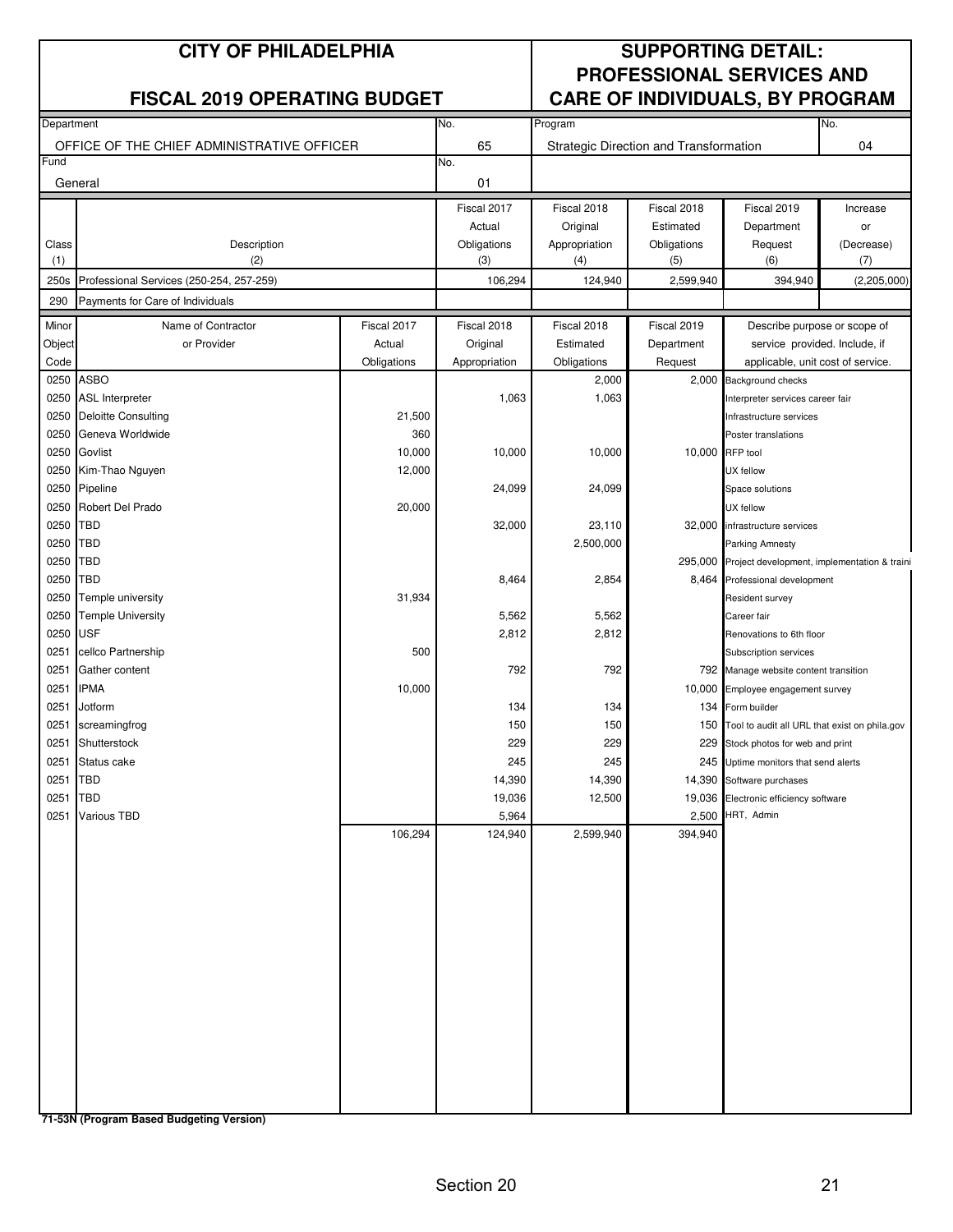# CITY OF PHILADELPHIA

## FISCAL 2019 OPERATING BUDGET

## SUPPORTING DETAIL: PROFESSIONAL SERVICES AND CARE OF INDIVIDUALS, BY PROGRAM

| Department | No. | Program | No. |
|---|---|---|---|
| OFFICE OF THE CHIEF ADMINISTRATIVE OFFICER | 65 | Strategic Direction and Transformation | 04 |
| Fund | No. | | |
| General | 01 | | |

| Class (1) | Description (2) | Fiscal 2017 Actual Obligations (3) | Fiscal 2018 Original Appropriation (4) | Fiscal 2018 Estimated Obligations (5) | Fiscal 2019 Department Request (6) | Increase or (Decrease) (7) |
|---|---|---|---|---|---|---|
| 250s | Professional Services (250-254, 257-259) | 106,294 | 124,940 | 2,599,940 | 394,940 | (2,205,000) |
| 290 | Payments for Care of Individuals | | | | | |

| Minor Object Code | Name of Contractor or Provider | Fiscal 2017 Actual Obligations | Fiscal 2018 Original Appropriation | Fiscal 2018 Estimated Obligations | Fiscal 2019 Department Request | Describe purpose or scope of service provided. Include, if applicable, unit cost of service. |
|---|---|---|---|---|---|---|
| 0250 | ASBO | | | 2,000 | 2,000 | Background checks |
| 0250 | ASL Interpreter | | 1,063 | 1,063 | | Interpreter services career fair |
| 0250 | Deloitte Consulting | 21,500 | | | | Infrastructure services |
| 0250 | Geneva Worldwide | 360 | | | | Poster translations |
| 0250 | Govlist | 10,000 | 10,000 | 10,000 | 10,000 | RFP tool |
| 0250 | Kim-Thao Nguyen | 12,000 | | | | UX fellow |
| 0250 | Pipeline | | 24,099 | 24,099 | | Space solutions |
| 0250 | Robert Del Prado | 20,000 | | | | UX fellow |
| 0250 | TBD | | 32,000 | 23,110 | 32,000 | infrastructure services |
| 0250 | TBD | | | 2,500,000 | | Parking Amnesty |
| 0250 | TBD | | | | 295,000 | Project development, implementation & traini |
| 0250 | TBD | | 8,464 | 2,854 | 8,464 | Professional development |
| 0250 | Temple university | 31,934 | | | | Resident survey |
| 0250 | Temple University | | 5,562 | 5,562 | | Career fair |
| 0250 | USF | | 2,812 | 2,812 | | Renovations to 6th floor |
| 0251 | cellco Partnership | 500 | | | | Subscription services |
| 0251 | Gather content | | 792 | 792 | 792 | Manage website content transition |
| 0251 | IPMA | 10,000 | | | 10,000 | Employee engagement survey |
| 0251 | Jotform | | 134 | 134 | 134 | Form builder |
| 0251 | screamingfrog | | 150 | 150 | 150 | Tool to audit all URL that exist on phila.gov |
| 0251 | Shutterstock | | 229 | 229 | 229 | Stock photos for web and print |
| 0251 | Status cake | | 245 | 245 | 245 | Uptime monitors that send alerts |
| 0251 | TBD | | 14,390 | 14,390 | 14,390 | Software purchases |
| 0251 | TBD | | 19,036 | 12,500 | 19,036 | Electronic efficiency software |
| 0251 | Various TBD | | 5,964 | | 2,500 | HRT, Admin |
| | | 106,294 | 124,940 | 2,599,940 | 394,940 | |

**71-53N (Program Based Budgeting Version)**

Section 20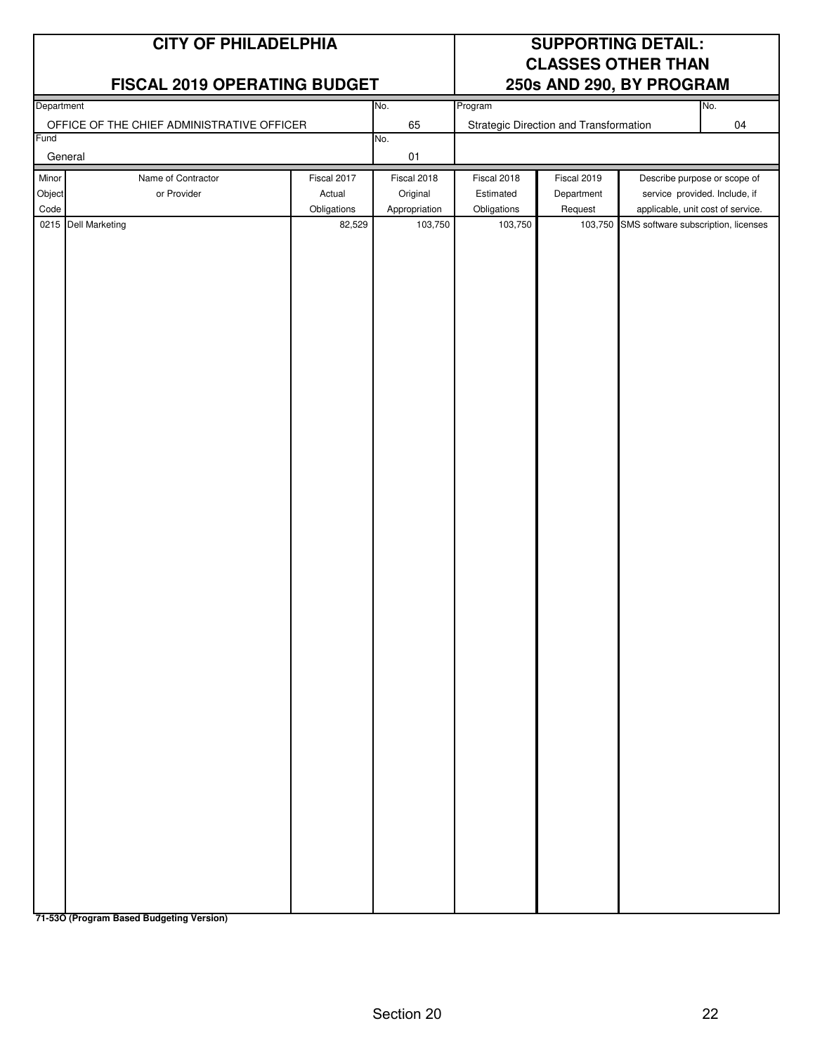# CITY OF PHILADELPHIA

## FISCAL 2019 OPERATING BUDGET

## SUPPORTING DETAIL: CLASSES OTHER THAN 250s AND 290, BY PROGRAM

| Department | No. | Program | No. |
|---|---|---|---|
| OFFICE OF THE CHIEF ADMINISTRATIVE OFFICER | 65 | Strategic Direction and Transformation | 04 |
| **Fund** | **No.** | | |
| General | 01 | | |

| Minor Object Code | Name of Contractor or Provider | Fiscal 2017 Actual Obligations | Fiscal 2018 Original Appropriation | Fiscal 2018 Estimated Obligations | Fiscal 2019 Department Request | Describe purpose or scope of service provided. Include, if applicable, unit cost of service. |
|---|---|---|---|---|---|---|
| 0215 | Dell Marketing | 82,529 | 103,750 | 103,750 | 103,750 | SMS software subscription, licenses |

**71-53O (Program Based Budgeting Version)**

Section 20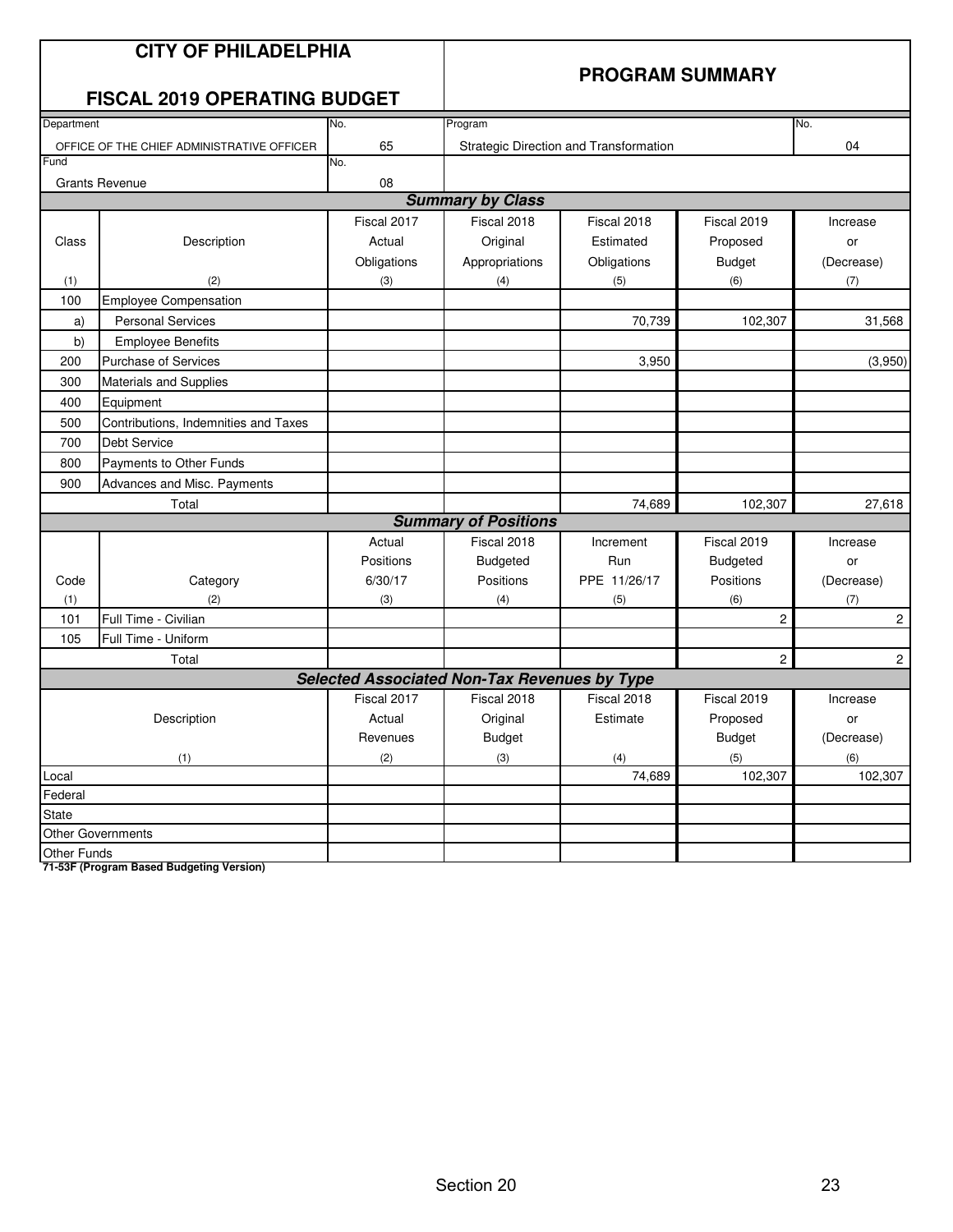# CITY OF PHILADELPHIA

## FISCAL 2019 OPERATING BUDGET

## PROGRAM SUMMARY

| Department | No. | Program | No. |
|---|---|---|---|
| OFFICE OF THE CHIEF ADMINISTRATIVE OFFICER | 65 | Strategic Direction and Transformation | 04 |
| **Fund** | **No.** | | |
| Grants Revenue | 08 | | |

### Summary by Class

| Class (1) | Description (2) | Fiscal 2017 Actual Obligations (3) | Fiscal 2018 Original Appropriations (4) | Fiscal 2018 Estimated Obligations (5) | Fiscal 2019 Proposed Budget (6) | Increase or (Decrease) (7) |
|---|---|---|---|---|---|---|
| 100 | Employee Compensation | | | | | |
| a) | Personal Services | | | 70,739 | 102,307 | 31,568 |
| b) | Employee Benefits | | | | | |
| 200 | Purchase of Services | | | 3,950 | | (3,950) |
| 300 | Materials and Supplies | | | | | |
| 400 | Equipment | | | | | |
| 500 | Contributions, Indemnities and Taxes | | | | | |
| 700 | Debt Service | | | | | |
| 800 | Payments to Other Funds | | | | | |
| 900 | Advances and Misc. Payments | | | | | |
| | Total | | | 74,689 | 102,307 | 27,618 |

### Summary of Positions

| Code (1) | Category (2) | Actual Positions 6/30/17 (3) | Fiscal 2018 Budgeted Positions (4) | Increment Run PPE 11/26/17 (5) | Fiscal 2019 Budgeted Positions (6) | Increase or (Decrease) (7) |
|---|---|---|---|---|---|---|
| 101 | Full Time - Civilian | | | | 2 | 2 |
| 105 | Full Time - Uniform | | | | | |
| | Total | | | | 2 | 2 |

### Selected Associated Non-Tax Revenues by Type

| Description (1) | Fiscal 2017 Actual Revenues (2) | Fiscal 2018 Original Budget (3) | Fiscal 2018 Estimate (4) | Fiscal 2019 Proposed Budget (5) | Increase or (Decrease) (6) |
|---|---|---|---|---|---|
| Local | | | 74,689 | 102,307 | 102,307 |
| Federal | | | | | |
| State | | | | | |
| Other Governments | | | | | |
| Other Funds | | | | | |

**71-53F (Program Based Budgeting Version)**

Section 20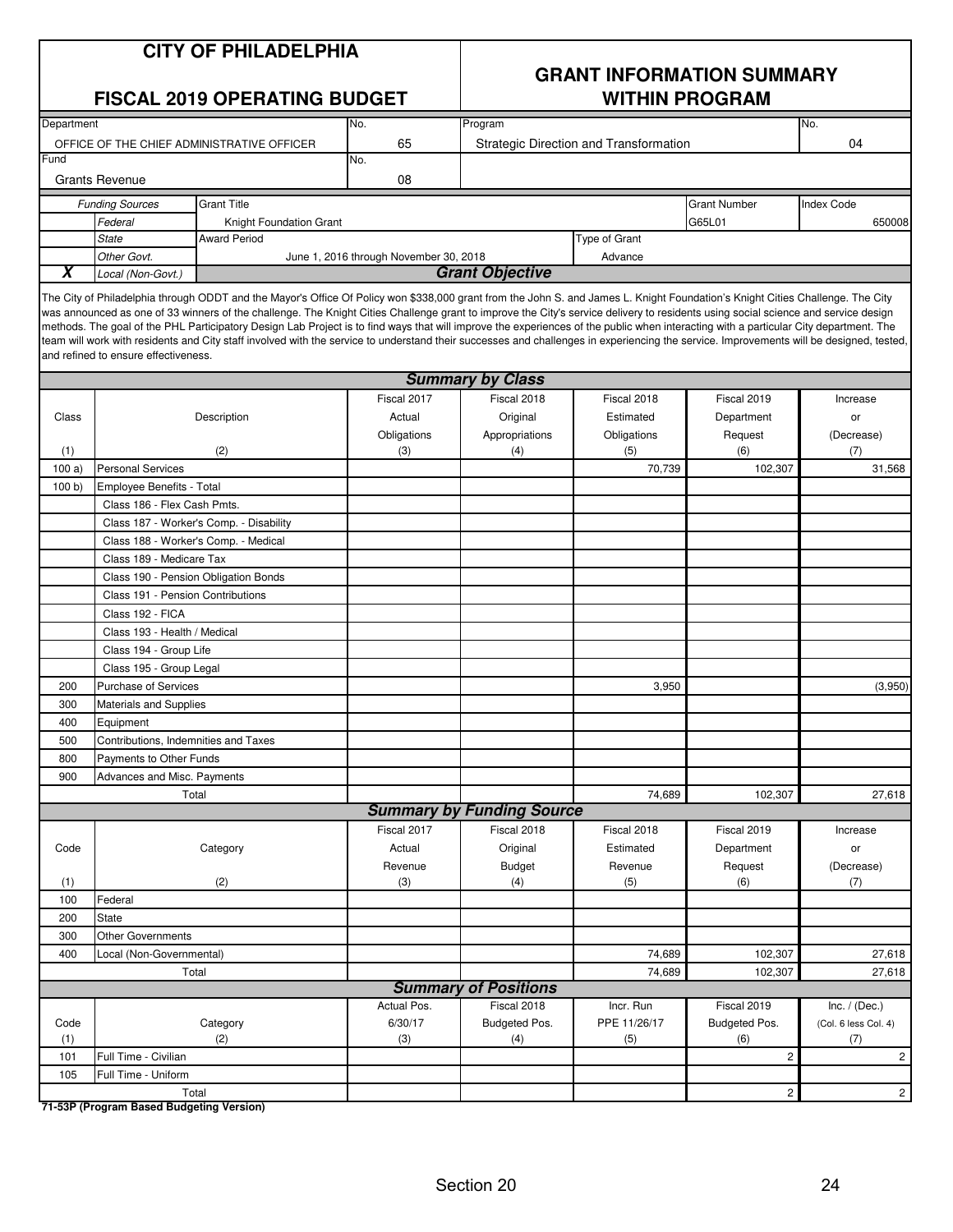# CITY OF PHILADELPHIA

## FISCAL 2019 OPERATING BUDGET

## GRANT INFORMATION SUMMARY WITHIN PROGRAM

| Department | No. | Program | No. |
|---|---|---|---|
| OFFICE OF THE CHIEF ADMINISTRATIVE OFFICER | 65 | Strategic Direction and Transformation | 04 |
| **Fund** | **No.** | | |
| Grants Revenue | 08 | | |

| | Funding Sources | Grant Title | Grant Number | Index Code |
|---|---|---|---|---|
| | Federal | Knight Foundation Grant | G65L01 | 650008 |
| | State | **Award Period** | **Type of Grant** | |
| | Other Govt. | June 1, 2016 through November 30, 2018 | Advance | |
| **X** | Local (Non-Govt.) | | | |

### Grant Objective

The City of Philadelphia through ODDT and the Mayor's Office Of Policy won $338,000 grant from the John S. and James L. Knight Foundation's Knight Cities Challenge. The City was announced as one of 33 winners of the challenge. The Knight Cities Challenge grant to improve the City's service delivery to residents using social science and service design methods. The goal of the PHL Participatory Design Lab Project is to find ways that will improve the experiences of the public when interacting with a particular City department. The team will work with residents and City staff involved with the service to understand their successes and challenges in experiencing the service. Improvements will be designed, tested, and refined to ensure effectiveness.

### Summary by Class

| Class (1) | Description (2) | Fiscal 2017 Actual Obligations (3) | Fiscal 2018 Original Appropriations (4) | Fiscal 2018 Estimated Obligations (5) | Fiscal 2019 Department Request (6) | Increase or (Decrease) (7) |
|---|---|---|---|---|---|---|
| 100 a) | Personal Services | | | 70,739 | 102,307 | 31,568 |
| 100 b) | Employee Benefits - Total | | | | | |
| | Class 186 - Flex Cash Pmts. | | | | | |
| | Class 187 - Worker's Comp. - Disability | | | | | |
| | Class 188 - Worker's Comp. - Medical | | | | | |
| | Class 189 - Medicare Tax | | | | | |
| | Class 190 - Pension Obligation Bonds | | | | | |
| | Class 191 - Pension Contributions | | | | | |
| | Class 192 - FICA | | | | | |
| | Class 193 - Health / Medical | | | | | |
| | Class 194 - Group Life | | | | | |
| | Class 195 - Group Legal | | | | | |
| 200 | Purchase of Services | | | 3,950 | | (3,950) |
| 300 | Materials and Supplies | | | | | |
| 400 | Equipment | | | | | |
| 500 | Contributions, Indemnities and Taxes | | | | | |
| 800 | Payments to Other Funds | | | | | |
| 900 | Advances and Misc. Payments | | | | | |
| | Total | | | 74,689 | 102,307 | 27,618 |

### Summary by Funding Source

| Code (1) | Category (2) | Fiscal 2017 Actual Revenue (3) | Fiscal 2018 Original Budget (4) | Fiscal 2018 Estimated Revenue (5) | Fiscal 2019 Department Request (6) | Increase or (Decrease) (7) |
|---|---|---|---|---|---|---|
| 100 | Federal | | | | | |
| 200 | State | | | | | |
| 300 | Other Governments | | | | | |
| 400 | Local (Non-Governmental) | | | 74,689 | 102,307 | 27,618 |
| | Total | | | 74,689 | 102,307 | 27,618 |

### Summary of Positions

| Code (1) | Category (2) | Actual Pos. 6/30/17 (3) | Fiscal 2018 Budgeted Pos. (4) | Incr. Run PPE 11/26/17 (5) | Fiscal 2019 Budgeted Pos. (6) | Inc. / (Dec.) (Col. 6 less Col. 4) (7) |
|---|---|---|---|---|---|---|
| 101 | Full Time - Civilian | | | | 2 | 2 |
| 105 | Full Time - Uniform | | | | | |
| | Total | | | | 2 | 2 |

**71-53P (Program Based Budgeting Version)**

Section 20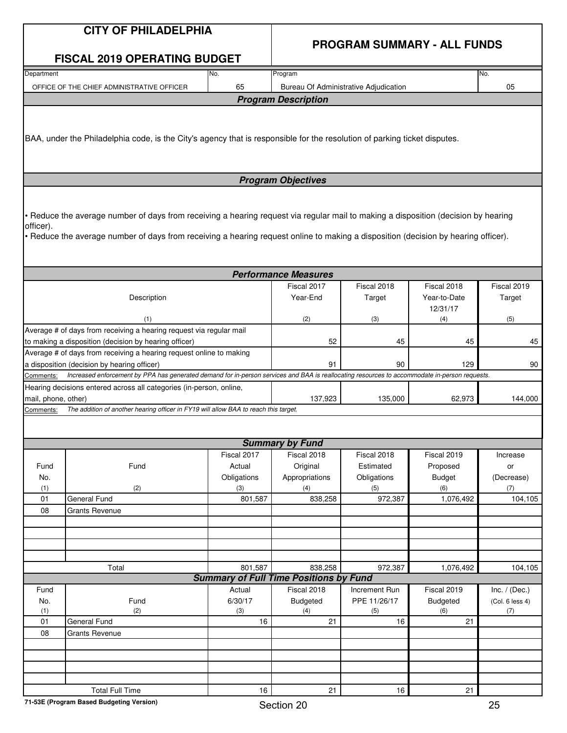# CITY OF PHILADELPHIA

## FISCAL 2019 OPERATING BUDGET

## PROGRAM SUMMARY - ALL FUNDS

| Department | No. | Program | No. |
|---|---|---|---|
| OFFICE OF THE CHIEF ADMINISTRATIVE OFFICER | 65 | Bureau Of Administrative Adjudication | 05 |

### Program Description

BAA, under the Philadelphia code, is the City's agency that is responsible for the resolution of parking ticket disputes.

### Program Objectives

- Reduce the average number of days from receiving a hearing request via regular mail to making a disposition (decision by hearing officer).
- Reduce the average number of days from receiving a hearing request online to making a disposition (decision by hearing officer).

### Performance Measures

| Description (1) | Fiscal 2017 Year-End (2) | Fiscal 2018 Target (3) | Fiscal 2018 Year-to-Date 12/31/17 (4) | Fiscal 2019 Target (5) |
|---|---|---|---|---|
| Average # of days from receiving a hearing request via regular mail to making a disposition (decision by hearing officer) | 52 | 45 | 45 | 45 |
| Average # of days from receiving a hearing request online to making a disposition (decision by hearing officer) | 91 | 90 | 129 | 90 |
| Comments: *Increased enforcement by PPA has generated demand for in-person services and BAA is reallocating resources to accommodate in-person requests.* | | | | |
| Hearing decisions entered across all categories (in-person, online, mail, phone, other) | 137,923 | 135,000 | 62,973 | 144,000 |
| Comments: *The addition of another hearing officer in FY19 will allow BAA to reach this target.* | | | | |

### Summary by Fund

| Fund No. (1) | Fund (2) | Fiscal 2017 Actual Obligations (3) | Fiscal 2018 Original Appropriations (4) | Fiscal 2018 Estimated Obligations (5) | Fiscal 2019 Proposed Budget (6) | Increase or (Decrease) (7) |
|---|---|---|---|---|---|---|
| 01 | General Fund | 801,587 | 838,258 | 972,387 | 1,076,492 | 104,105 |
| 08 | Grants Revenue | | | | | |
| | Total | 801,587 | 838,258 | 972,387 | 1,076,492 | 104,105 |

### Summary of Full Time Positions by Fund

| Fund No. (1) | Fund (2) | Actual 6/30/17 (3) | Fiscal 2018 Budgeted (4) | Increment Run PPE 11/26/17 (5) | Fiscal 2019 Budgeted (6) | Inc. / (Dec.) (Col. 6 less 4) (7) |
|---|---|---|---|---|---|---|
| 01 | General Fund | 16 | 21 | 16 | 21 | |
| 08 | Grants Revenue | | | | | |
| | Total Full Time | 16 | 21 | 16 | 21 | |

71-53E (Program Based Budgeting Version)

Section 20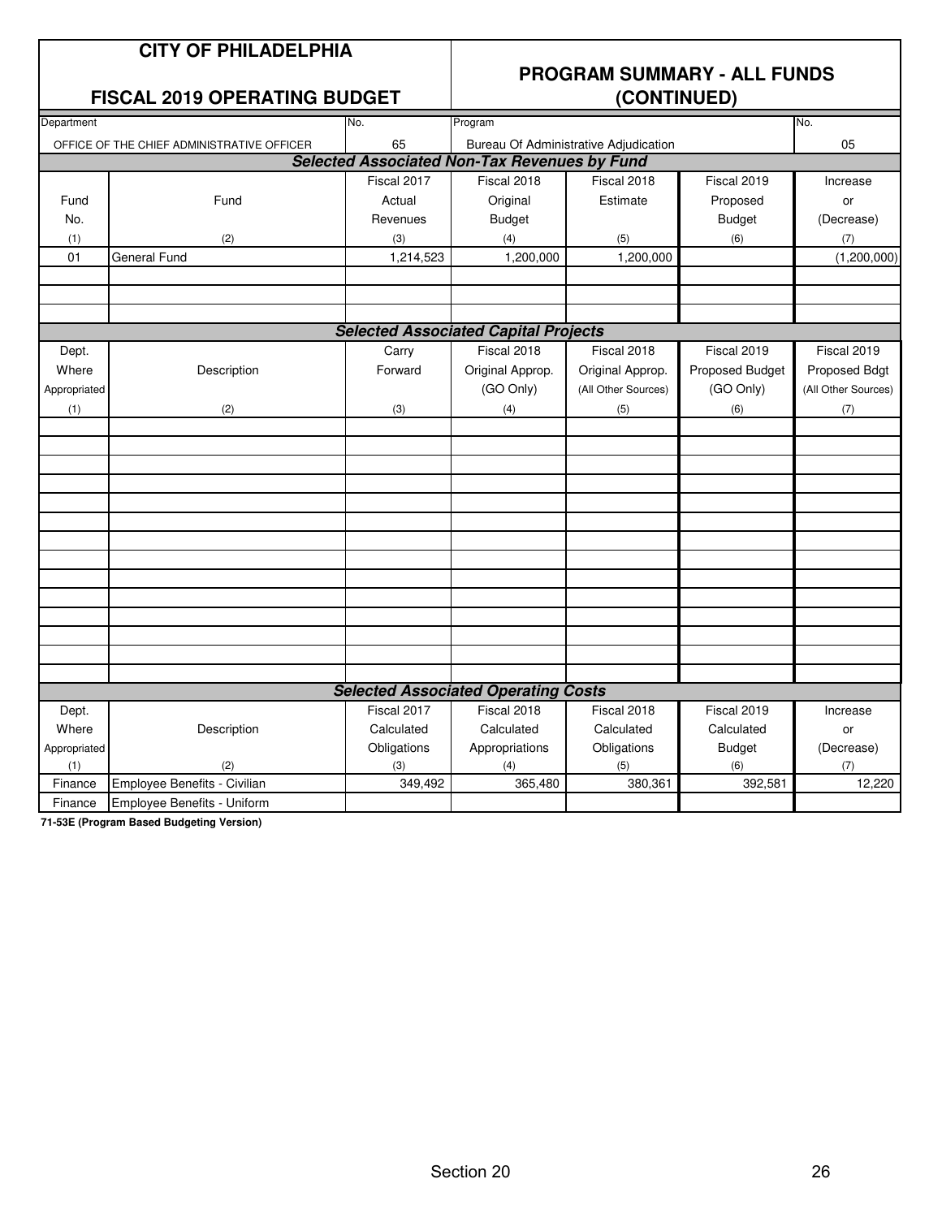# CITY OF PHILADELPHIA

## FISCAL 2019 OPERATING BUDGET

## PROGRAM SUMMARY - ALL FUNDS (CONTINUED)

| Department | No. | Program | No. |
|---|---|---|---|
| OFFICE OF THE CHIEF ADMINISTRATIVE OFFICER | 65 | Bureau Of Administrative Adjudication | 05 |

### *Selected Associated Non-Tax Revenues by Fund*

| Fund No. (1) | Fund (2) | Fiscal 2017 Actual Revenues (3) | Fiscal 2018 Original Budget (4) | Fiscal 2018 Estimate (5) | Fiscal 2019 Proposed Budget (6) | Increase or (Decrease) (7) |
|---|---|---|---|---|---|---|
| 01 | General Fund | 1,214,523 | 1,200,000 | 1,200,000 | | (1,200,000) |
| | | | | | | |
| | | | | | | |
| | | | | | | |

### *Selected Associated Capital Projects*

| Dept. Where Appropriated (1) | Description (2) | Carry Forward (3) | Fiscal 2018 Original Approp. (GO Only) (4) | Fiscal 2018 Original Approp. (All Other Sources) (5) | Fiscal 2019 Proposed Budget (GO Only) (6) | Fiscal 2019 Proposed Bdgt (All Other Sources) (7) |
|---|---|---|---|---|---|---|
| | | | | | | |

### *Selected Associated Operating Costs*

| Dept. Where Appropriated (1) | Description (2) | Fiscal 2017 Calculated Obligations (3) | Fiscal 2018 Calculated Appropriations (4) | Fiscal 2018 Calculated Obligations (5) | Fiscal 2019 Calculated Budget (6) | Increase or (Decrease) (7) |
|---|---|---|---|---|---|---|
| Finance | Employee Benefits - Civilian | 349,492 | 365,480 | 380,361 | 392,581 | 12,220 |
| Finance | Employee Benefits - Uniform | | | | | |

**71-53E (Program Based Budgeting Version)**

Section 20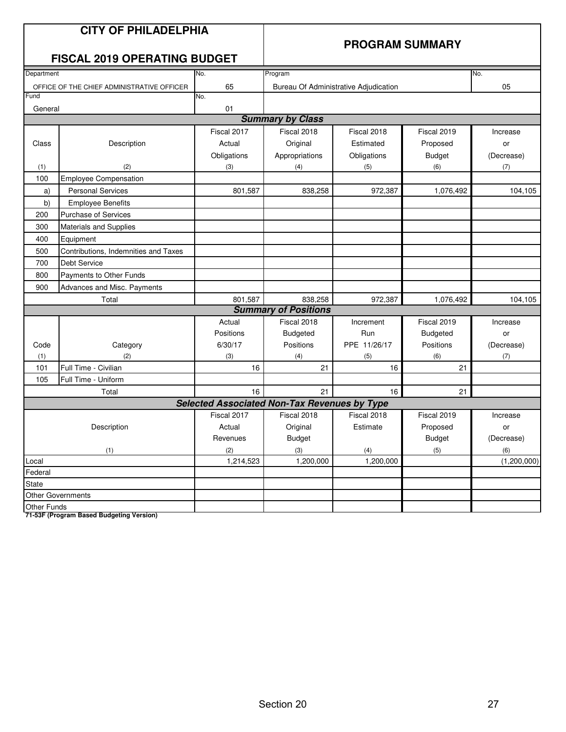# CITY OF PHILADELPHIA

## FISCAL 2019 OPERATING BUDGET

## PROGRAM SUMMARY

| Department | No. | Program | No. |
|---|---|---|---|
| OFFICE OF THE CHIEF ADMINISTRATIVE OFFICER | 65 | Bureau Of Administrative Adjudication | 05 |
| Fund | No. | | |
| General | 01 | | |

### *Summary by Class*

| Class | Description | Fiscal 2017 Actual Obligations | Fiscal 2018 Original Appropriations | Fiscal 2018 Estimated Obligations | Fiscal 2019 Proposed Budget | Increase or (Decrease) |
|---|---|---|---|---|---|---|
| (1) | (2) | (3) | (4) | (5) | (6) | (7) |
| 100 | Employee Compensation | | | | | |
| a) | Personal Services | 801,587 | 838,258 | 972,387 | 1,076,492 | 104,105 |
| b) | Employee Benefits | | | | | |
| 200 | Purchase of Services | | | | | |
| 300 | Materials and Supplies | | | | | |
| 400 | Equipment | | | | | |
| 500 | Contributions, Indemnities and Taxes | | | | | |
| 700 | Debt Service | | | | | |
| 800 | Payments to Other Funds | | | | | |
| 900 | Advances and Misc. Payments | | | | | |
| | Total | 801,587 | 838,258 | 972,387 | 1,076,492 | 104,105 |

### *Summary of Positions*

| Code | Category | Actual Positions 6/30/17 | Fiscal 2018 Budgeted Positions | Increment Run PPE 11/26/17 | Fiscal 2019 Budgeted Positions | Increase or (Decrease) |
|---|---|---|---|---|---|---|
| (1) | (2) | (3) | (4) | (5) | (6) | (7) |
| 101 | Full Time - Civilian | 16 | 21 | 16 | 21 | |
| 105 | Full Time - Uniform | | | | | |
| | Total | 16 | 21 | 16 | 21 | |

### *Selected Associated Non-Tax Revenues by Type*

| Description | Fiscal 2017 Actual Revenues | Fiscal 2018 Original Budget | Fiscal 2018 Estimate | Fiscal 2019 Proposed Budget | Increase or (Decrease) |
|---|---|---|---|---|---|
| (1) | (2) | (3) | (4) | (5) | (6) |
| Local | 1,214,523 | 1,200,000 | 1,200,000 | | (1,200,000) |
| Federal | | | | | |
| State | | | | | |
| Other Governments | | | | | |
| Other Funds | | | | | |

**71-53F (Program Based Budgeting Version)**

Section 20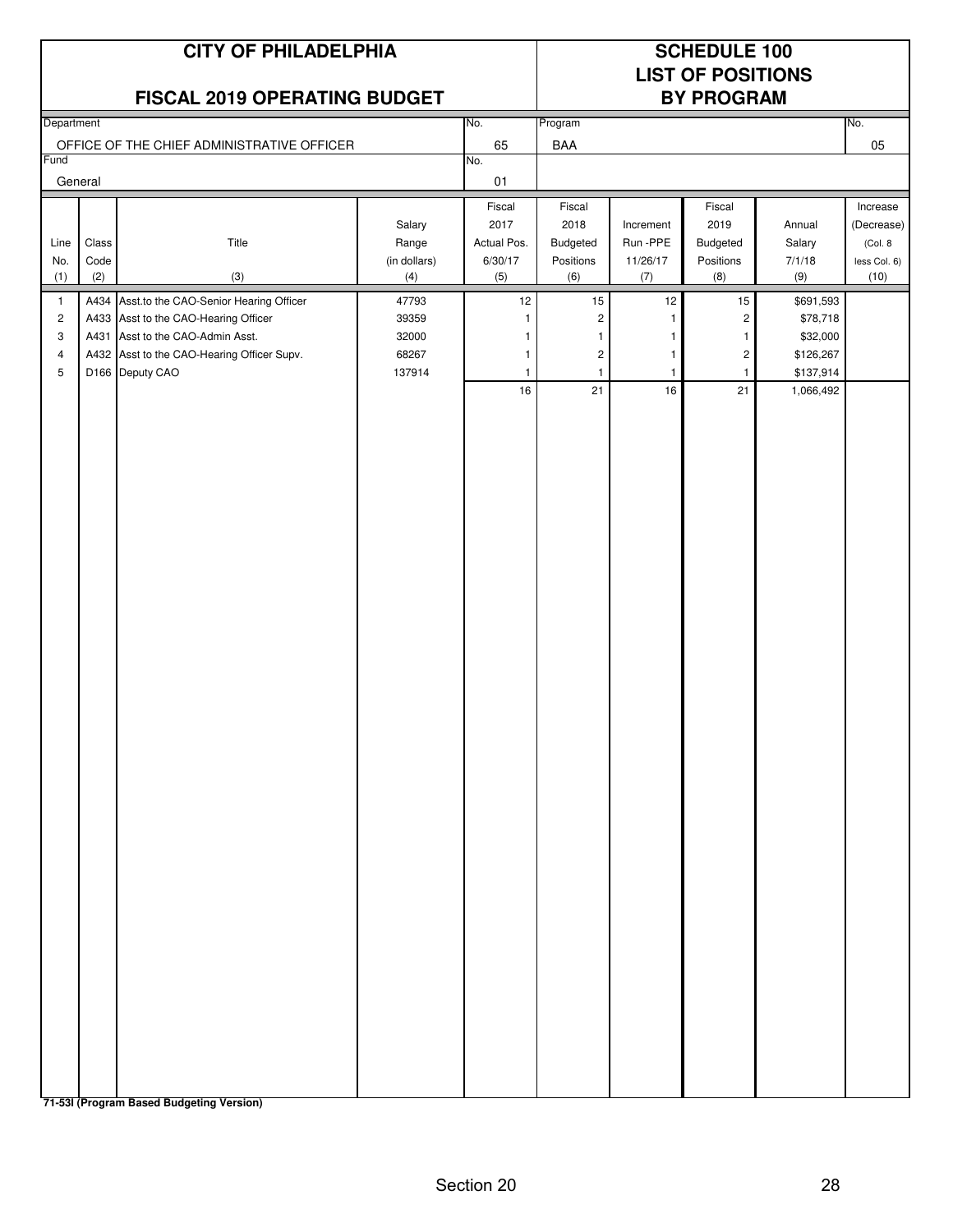# CITY OF PHILADELPHIA

## FISCAL 2019 OPERATING BUDGET

## SCHEDULE 100
## LIST OF POSITIONS
## BY PROGRAM

| Department | No. | Program | No. |
|---|---|---|---|
| OFFICE OF THE CHIEF ADMINISTRATIVE OFFICER | 65 | BAA | 05 |

| Fund | No. |
|---|---|
| General | 01 |

| Line No. (1) | Class Code (2) | Title (3) | Salary Range (in dollars) (4) | Fiscal 2017 Actual Pos. 6/30/17 (5) | Fiscal 2018 Budgeted Positions (6) | Increment Run -PPE 11/26/17 (7) | Fiscal 2019 Budgeted Positions (8) | Annual Salary 7/1/18 (9) | Increase (Decrease) (Col. 8 less Col. 6) (10) |
|---|---|---|---|---|---|---|---|---|---|
| 1 | A434 | Asst.to the CAO-Senior Hearing Officer | 47793 | 12 | 15 | 12 | 15 | $691,593 | |
| 2 | A433 | Asst to the CAO-Hearing Officer | 39359 | 1 | 2 | 1 | 2 | $78,718 | |
| 3 | A431 | Asst to the CAO-Admin Asst. | 32000 | 1 | 1 | 1 | 1 | $32,000 | |
| 4 | A432 | Asst to the CAO-Hearing Officer Supv. | 68267 | 1 | 2 | 1 | 2 | $126,267 | |
| 5 | D166 | Deputy CAO | 137914 | 1 | 1 | 1 | 1 | $137,914 | |
| | | | | 16 | 21 | 16 | 21 | 1,066,492 | |

**71-53I (Program Based Budgeting Version)**

Section 20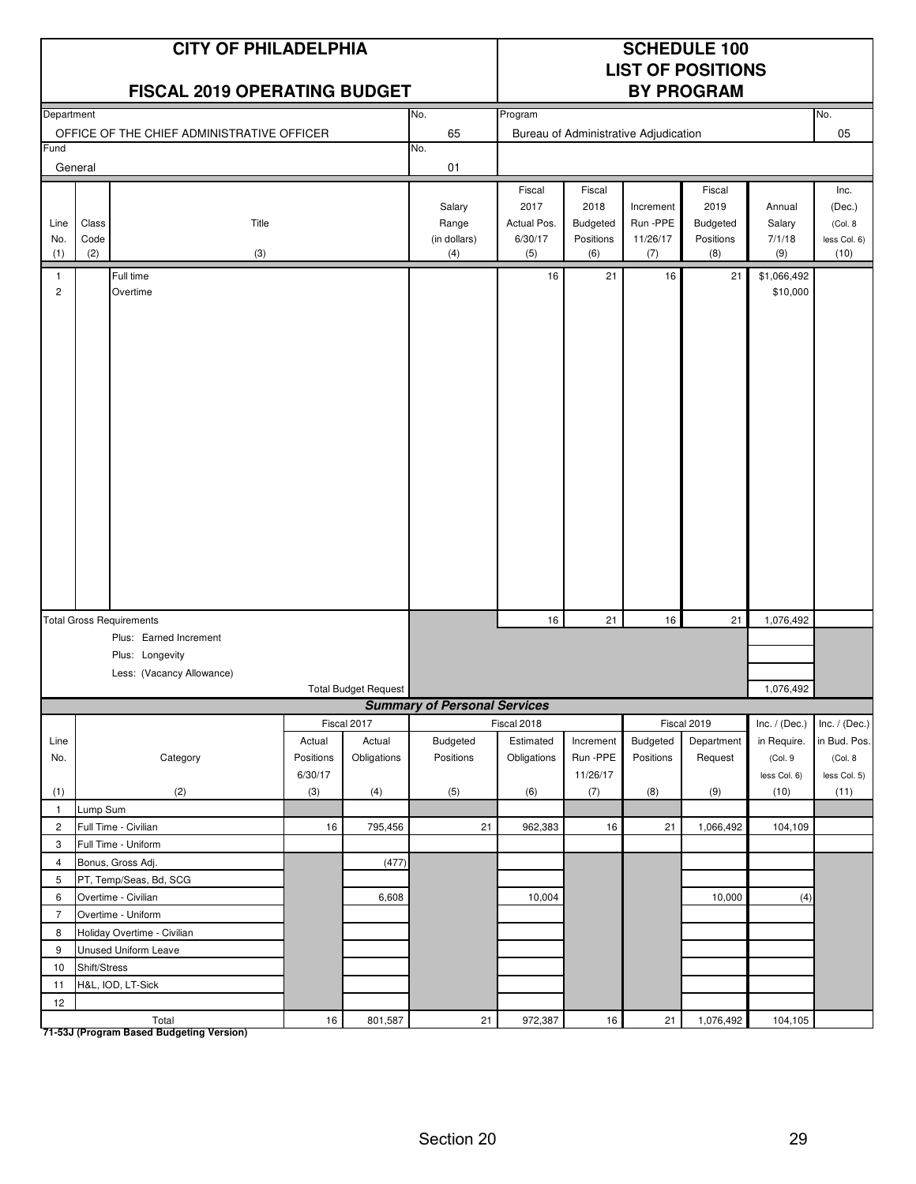# CITY OF PHILADELPHIA

## FISCAL 2019 OPERATING BUDGET

## SCHEDULE 100
## LIST OF POSITIONS
## BY PROGRAM

| Department | No. | Program | No. |
|---|---|---|---|
| OFFICE OF THE CHIEF ADMINISTRATIVE OFFICER | 65 | Bureau of Administrative Adjudication | 05 |
| **Fund** | **No.** | | |
| General | 01 | | |

| Line No. (1) | Class Code (2) | Title (3) | Salary Range (in dollars) (4) | Fiscal 2017 Actual Pos. 6/30/17 (5) | Fiscal 2018 Budgeted Positions (6) | Increment Run -PPE 11/26/17 (7) | Fiscal 2019 Budgeted Positions (8) | Annual Salary 7/1/18 (9) | Inc. (Dec.) (Col. 8 less Col. 6) (10) |
|---|---|---|---|---|---|---|---|---|---|
| 1 | | Full time | | 16 | 21 | 16 | 21 | $1,066,492 | |
| 2 | | Overtime | | | | | | $10,000 | |
| | | Total Gross Requirements | | 16 | 21 | 16 | 21 | 1,076,492 | |
| | | Plus: Earned Increment | | | | | | | |
| | | Plus: Longevity | | | | | | | |
| | | Less: (Vacancy Allowance) | | | | | | | |
| | | Total Budget Request | | | | | | 1,076,492 | |

### Summary of Personal Services

| Line No. (1) | Category (2) | Fiscal 2017 Actual Positions 6/30/17 (3) | Fiscal 2017 Actual Obligations (4) | Fiscal 2018 Budgeted Positions (5) | Fiscal 2018 Estimated Obligations (6) | Increment Run -PPE 11/26/17 (7) | Fiscal 2019 Budgeted Positions (8) | Fiscal 2019 Department Request (9) | Inc. / (Dec.) in Require. (Col. 9 less Col. 6) (10) | Inc. / (Dec.) in Bud. Pos. (Col. 8 less Col. 5) (11) |
|---|---|---|---|---|---|---|---|---|---|---|
| 1 | Lump Sum | | | | | | | | | |
| 2 | Full Time - Civilian | 16 | 795,456 | 21 | 962,383 | 16 | 21 | 1,066,492 | 104,109 | |
| 3 | Full Time - Uniform | | | | | | | | | |
| 4 | Bonus, Gross Adj. | | (477) | | | | | | | |
| 5 | PT, Temp/Seas, Bd, SCG | | | | | | | | | |
| 6 | Overtime - Civilian | | 6,608 | | 10,004 | | | 10,000 | (4) | |
| 7 | Overtime - Uniform | | | | | | | | | |
| 8 | Holiday Overtime - Civilian | | | | | | | | | |
| 9 | Unused Uniform Leave | | | | | | | | | |
| 10 | Shift/Stress | | | | | | | | | |
| 11 | H&L, IOD, LT-Sick | | | | | | | | | |
| 12 | | | | | | | | | | |
| | Total | 16 | 801,587 | 21 | 972,387 | 16 | 21 | 1,076,492 | 104,105 | |

**71-53J (Program Based Budgeting Version)**

Section 20